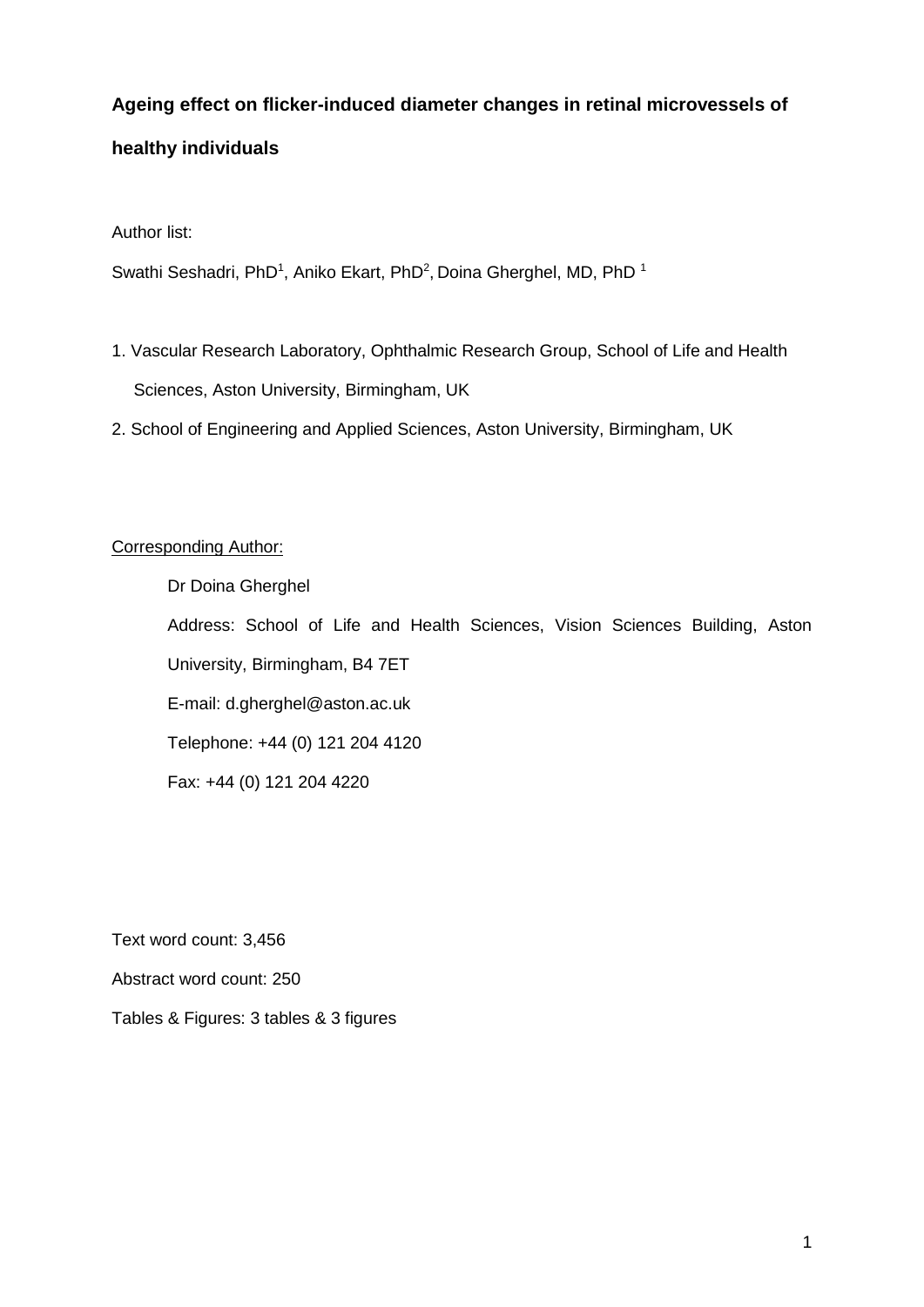**Ageing effect on flicker-induced diameter changes in retinal microvessels of healthy individuals**

Author list:

Swathi Seshadri, PhD[1], Aniko Ekart, PhD[2], Doina Gherghel, MD, PhD [1]

1. Vascular Research Laboratory, Ophthalmic Research Group, School of Life and Health Sciences, Aston University, Birmingham, UK
2. School of Engineering and Applied Sciences, Aston University, Birmingham, UK

Corresponding Author:

Dr Doina Gherghel

Address: School of Life and Health Sciences, Vision Sciences Building, Aston University, Birmingham, B4 7ET

E-mail: d.gherghel@aston.ac.uk

Telephone: +44 (0) 121 204 4120

Fax: +44 (0) 121 204 4220

Text word count: 3,456

Abstract word count: 250

Tables & Figures: 3 tables & 3 figures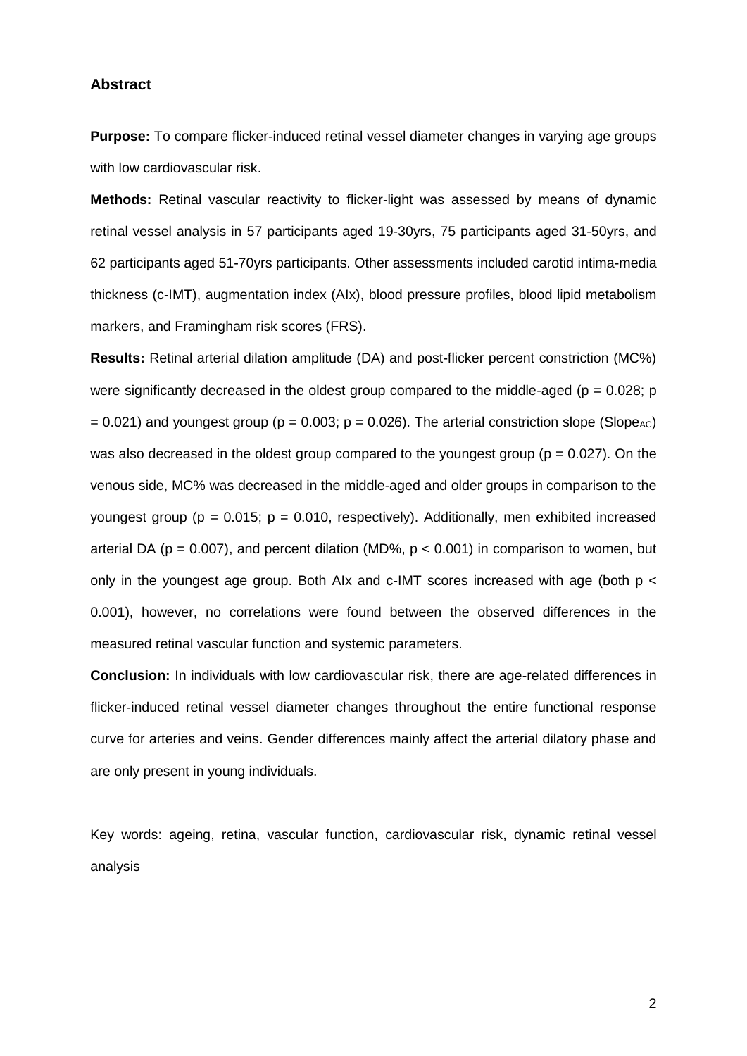## Abstract

**Purpose:** To compare flicker-induced retinal vessel diameter changes in varying age groups with low cardiovascular risk.

**Methods:** Retinal vascular reactivity to flicker-light was assessed by means of dynamic retinal vessel analysis in 57 participants aged 19-30yrs, 75 participants aged 31-50yrs, and 62 participants aged 51-70yrs participants. Other assessments included carotid intima-media thickness (c-IMT), augmentation index (AIx), blood pressure profiles, blood lipid metabolism markers, and Framingham risk scores (FRS).

**Results:** Retinal arterial dilation amplitude (DA) and post-flicker percent constriction (MC%) were significantly decreased in the oldest group compared to the middle-aged ($p = 0.028$; $p = 0.021$) and youngest group ($p = 0.003$; $p = 0.026$). The arterial constriction slope ($Slope_{AC}$) was also decreased in the oldest group compared to the youngest group ($p = 0.027$). On the venous side, MC% was decreased in the middle-aged and older groups in comparison to the youngest group ($p = 0.015$; $p = 0.010$, respectively). Additionally, men exhibited increased arterial DA ($p = 0.007$), and percent dilation (MD%, $p < 0.001$) in comparison to women, but only in the youngest age group. Both AIx and c-IMT scores increased with age (both $p < 0.001$), however, no correlations were found between the observed differences in the measured retinal vascular function and systemic parameters.

**Conclusion:** In individuals with low cardiovascular risk, there are age-related differences in flicker-induced retinal vessel diameter changes throughout the entire functional response curve for arteries and veins. Gender differences mainly affect the arterial dilatory phase and are only present in young individuals.

Key words: ageing, retina, vascular function, cardiovascular risk, dynamic retinal vessel analysis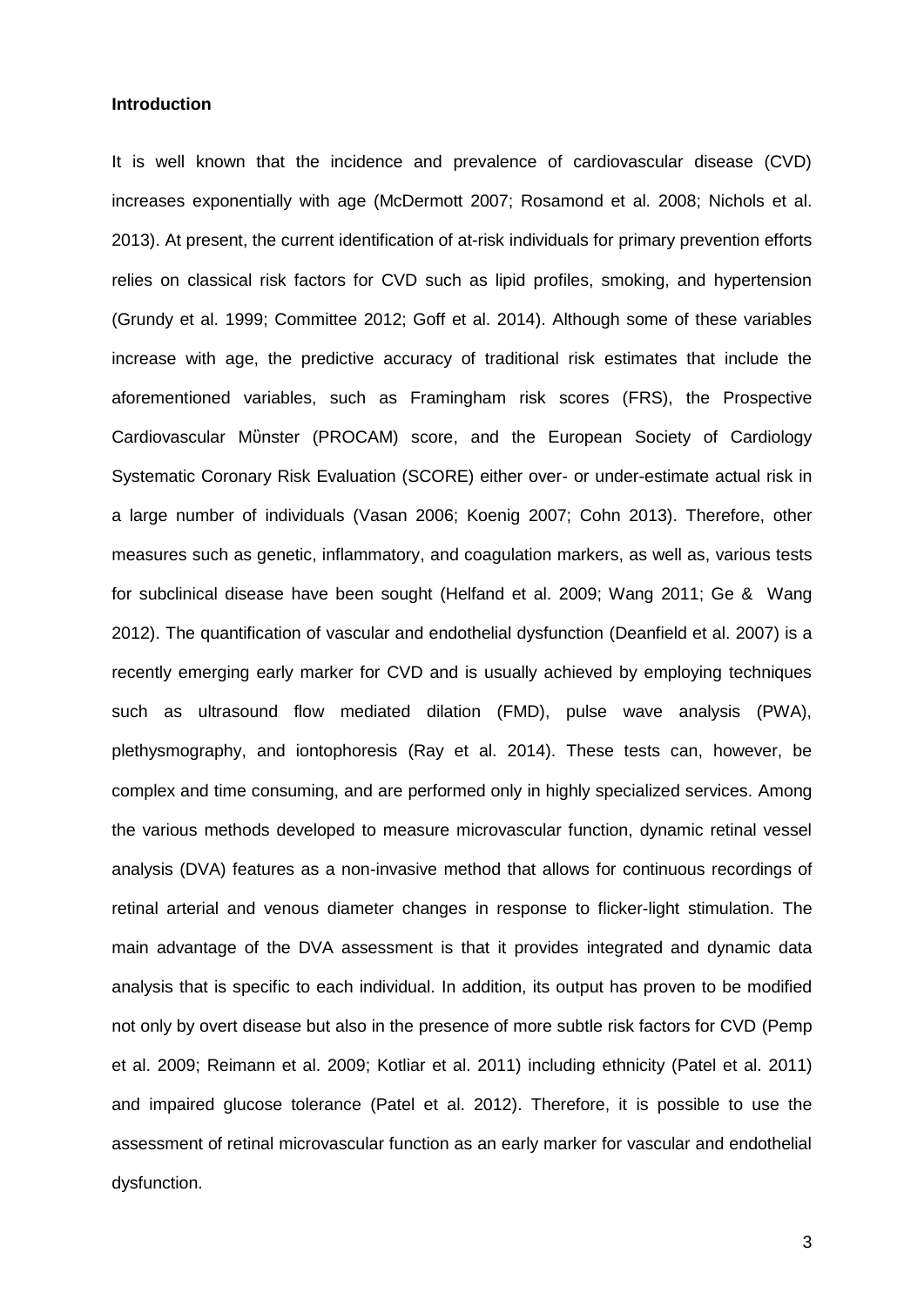**Introduction**

It is well known that the incidence and prevalence of cardiovascular disease (CVD) increases exponentially with age (McDermott 2007; Rosamond et al. 2008; Nichols et al. 2013). At present, the current identification of at-risk individuals for primary prevention efforts relies on classical risk factors for CVD such as lipid profiles, smoking, and hypertension (Grundy et al. 1999; Committee 2012; Goff et al. 2014). Although some of these variables increase with age, the predictive accuracy of traditional risk estimates that include the aforementioned variables, such as Framingham risk scores (FRS), the Prospective Cardiovascular Műnster (PROCAM) score, and the European Society of Cardiology Systematic Coronary Risk Evaluation (SCORE) either over- or under-estimate actual risk in a large number of individuals (Vasan 2006; Koenig 2007; Cohn 2013). Therefore, other measures such as genetic, inflammatory, and coagulation markers, as well as, various tests for subclinical disease have been sought (Helfand et al. 2009; Wang 2011; Ge & Wang 2012). The quantification of vascular and endothelial dysfunction (Deanfield et al. 2007) is a recently emerging early marker for CVD and is usually achieved by employing techniques such as ultrasound flow mediated dilation (FMD), pulse wave analysis (PWA), plethysmography, and iontophoresis (Ray et al. 2014). These tests can, however, be complex and time consuming, and are performed only in highly specialized services. Among the various methods developed to measure microvascular function, dynamic retinal vessel analysis (DVA) features as a non-invasive method that allows for continuous recordings of retinal arterial and venous diameter changes in response to flicker-light stimulation. The main advantage of the DVA assessment is that it provides integrated and dynamic data analysis that is specific to each individual. In addition, its output has proven to be modified not only by overt disease but also in the presence of more subtle risk factors for CVD (Pemp et al. 2009; Reimann et al. 2009; Kotliar et al. 2011) including ethnicity (Patel et al. 2011) and impaired glucose tolerance (Patel et al. 2012). Therefore, it is possible to use the assessment of retinal microvascular function as an early marker for vascular and endothelial dysfunction.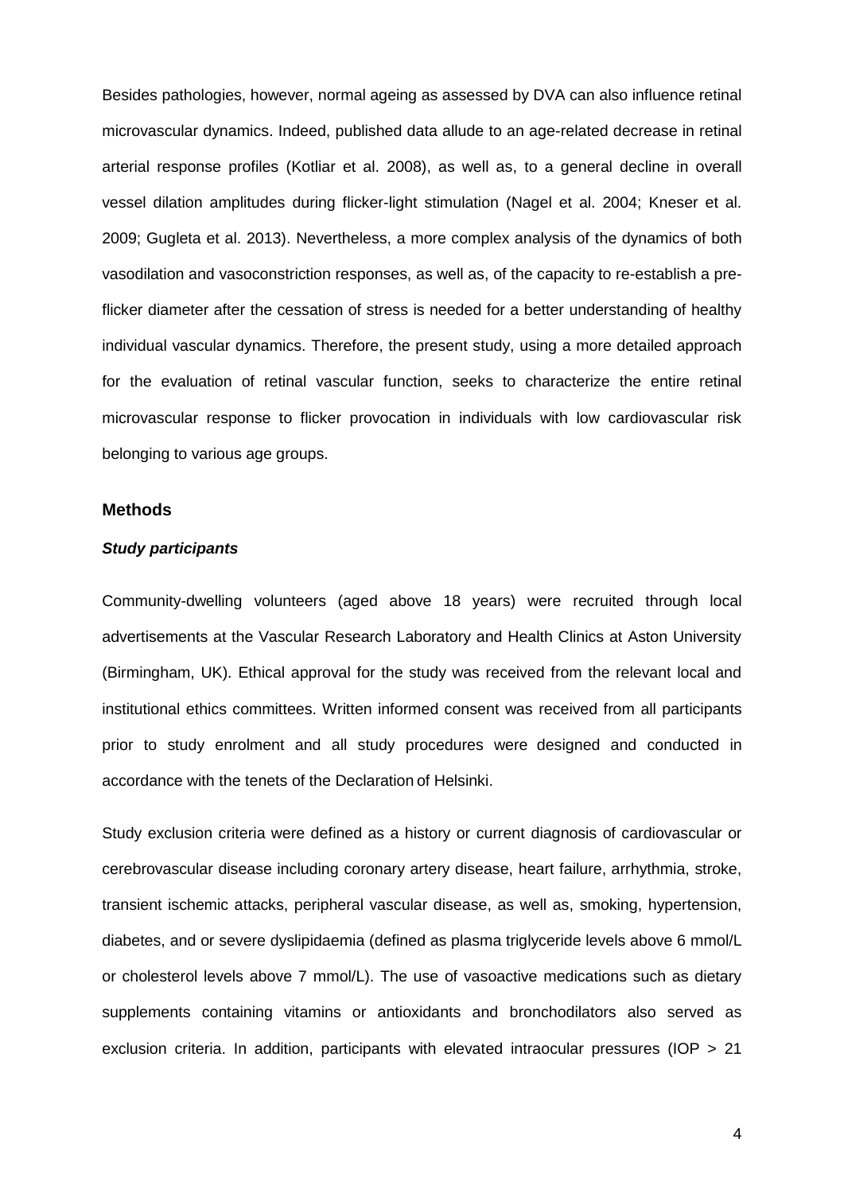Besides pathologies, however, normal ageing as assessed by DVA can also influence retinal microvascular dynamics. Indeed, published data allude to an age-related decrease in retinal arterial response profiles (Kotliar et al. 2008), as well as, to a general decline in overall vessel dilation amplitudes during flicker-light stimulation (Nagel et al. 2004; Kneser et al. 2009; Gugleta et al. 2013). Nevertheless, a more complex analysis of the dynamics of both vasodilation and vasoconstriction responses, as well as, of the capacity to re-establish a pre-flicker diameter after the cessation of stress is needed for a better understanding of healthy individual vascular dynamics. Therefore, the present study, using a more detailed approach for the evaluation of retinal vascular function, seeks to characterize the entire retinal microvascular response to flicker provocation in individuals with low cardiovascular risk belonging to various age groups.

## Methods

### *Study participants*

Community-dwelling volunteers (aged above 18 years) were recruited through local advertisements at the Vascular Research Laboratory and Health Clinics at Aston University (Birmingham, UK). Ethical approval for the study was received from the relevant local and institutional ethics committees. Written informed consent was received from all participants prior to study enrolment and all study procedures were designed and conducted in accordance with the tenets of the Declaration of Helsinki.

Study exclusion criteria were defined as a history or current diagnosis of cardiovascular or cerebrovascular disease including coronary artery disease, heart failure, arrhythmia, stroke, transient ischemic attacks, peripheral vascular disease, as well as, smoking, hypertension, diabetes, and or severe dyslipidaemia (defined as plasma triglyceride levels above 6 mmol/L or cholesterol levels above 7 mmol/L). The use of vasoactive medications such as dietary supplements containing vitamins or antioxidants and bronchodilators also served as exclusion criteria. In addition, participants with elevated intraocular pressures (IOP > 21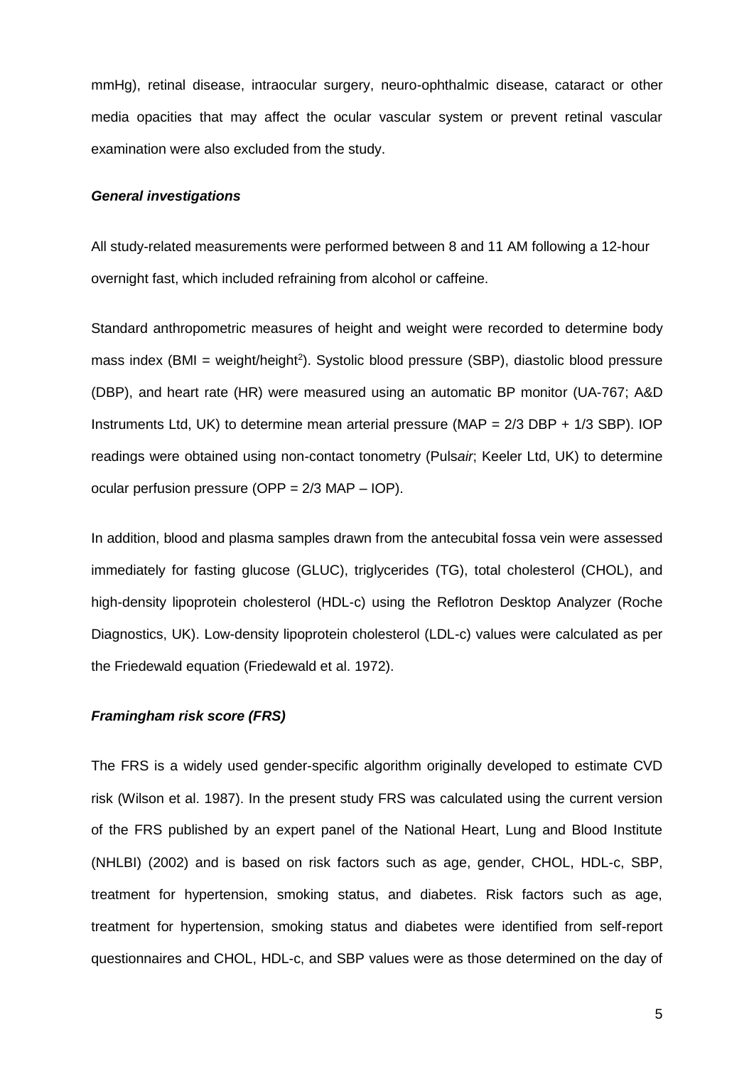mmHg), retinal disease, intraocular surgery, neuro-ophthalmic disease, cataract or other media opacities that may affect the ocular vascular system or prevent retinal vascular examination were also excluded from the study.

***General investigations***

All study-related measurements were performed between 8 and 11 AM following a 12-hour overnight fast, which included refraining from alcohol or caffeine.

Standard anthropometric measures of height and weight were recorded to determine body mass index (BMI = weight/height$^2$). Systolic blood pressure (SBP), diastolic blood pressure (DBP), and heart rate (HR) were measured using an automatic BP monitor (UA-767; A&D Instruments Ltd, UK) to determine mean arterial pressure (MAP = 2/3 DBP + 1/3 SBP). IOP readings were obtained using non-contact tonometry (Puls*air*; Keeler Ltd, UK) to determine ocular perfusion pressure (OPP = 2/3 MAP – IOP).

In addition, blood and plasma samples drawn from the antecubital fossa vein were assessed immediately for fasting glucose (GLUC), triglycerides (TG), total cholesterol (CHOL), and high-density lipoprotein cholesterol (HDL-c) using the Reflotron Desktop Analyzer (Roche Diagnostics, UK). Low-density lipoprotein cholesterol (LDL-c) values were calculated as per the Friedewald equation (Friedewald et al. 1972).

***Framingham risk score (FRS)***

The FRS is a widely used gender-specific algorithm originally developed to estimate CVD risk (Wilson et al. 1987). In the present study FRS was calculated using the current version of the FRS published by an expert panel of the National Heart, Lung and Blood Institute (NHLBI) (2002) and is based on risk factors such as age, gender, CHOL, HDL-c, SBP, treatment for hypertension, smoking status, and diabetes. Risk factors such as age, treatment for hypertension, smoking status and diabetes were identified from self-report questionnaires and CHOL, HDL-c, and SBP values were as those determined on the day of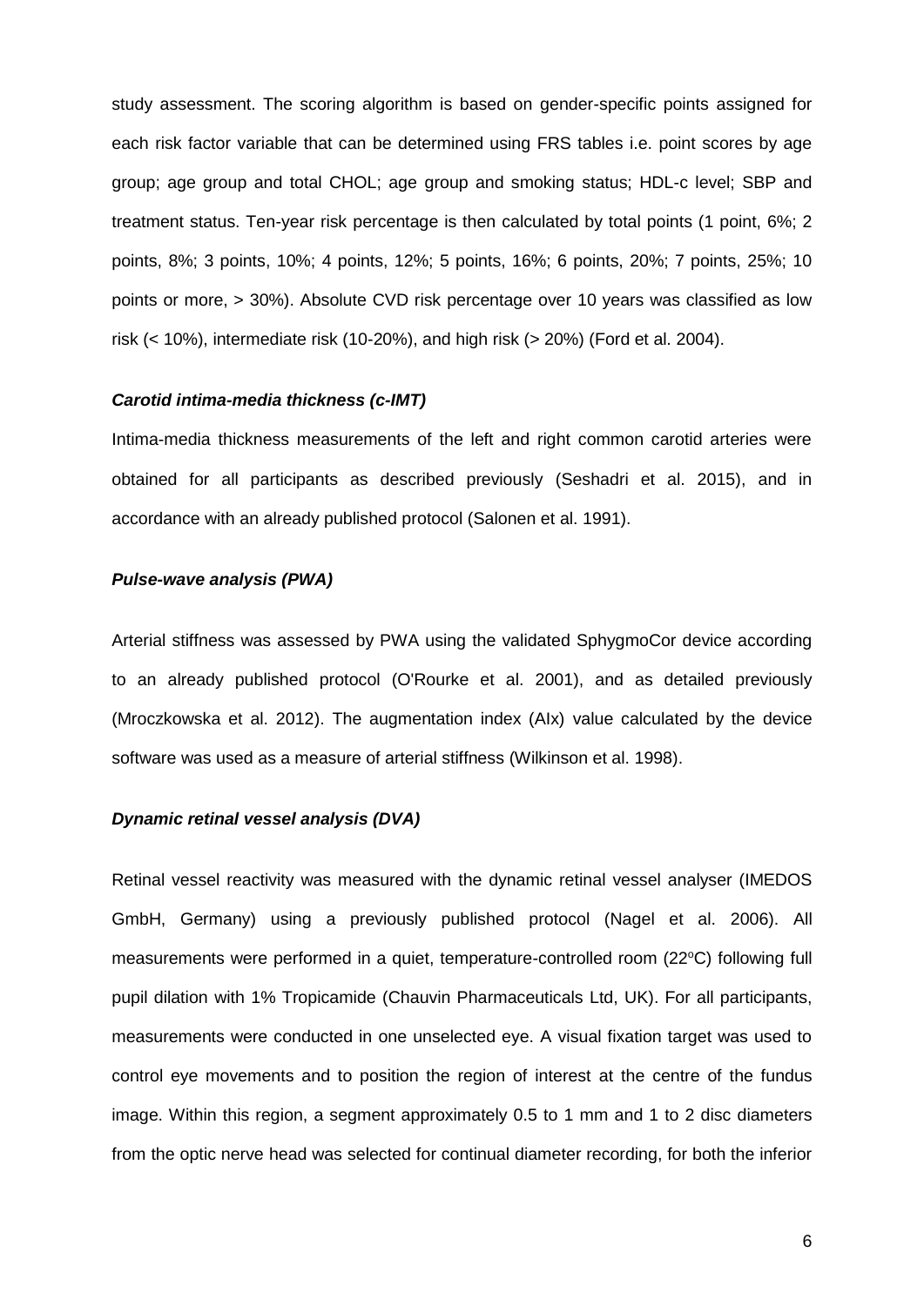study assessment. The scoring algorithm is based on gender-specific points assigned for each risk factor variable that can be determined using FRS tables i.e. point scores by age group; age group and total CHOL; age group and smoking status; HDL-c level; SBP and treatment status. Ten-year risk percentage is then calculated by total points (1 point, 6%; 2 points, 8%; 3 points, 10%; 4 points, 12%; 5 points, 16%; 6 points, 20%; 7 points, 25%; 10 points or more, > 30%). Absolute CVD risk percentage over 10 years was classified as low risk (< 10%), intermediate risk (10-20%), and high risk (> 20%) (Ford et al. 2004).

### ***Carotid intima-media thickness (c-IMT)***

Intima-media thickness measurements of the left and right common carotid arteries were obtained for all participants as described previously (Seshadri et al. 2015), and in accordance with an already published protocol (Salonen et al. 1991).

### ***Pulse-wave analysis (PWA)***

Arterial stiffness was assessed by PWA using the validated SphygmoCor device according to an already published protocol (O'Rourke et al. 2001), and as detailed previously (Mroczkowska et al. 2012). The augmentation index (AIx) value calculated by the device software was used as a measure of arterial stiffness (Wilkinson et al. 1998).

### ***Dynamic retinal vessel analysis (DVA)***

Retinal vessel reactivity was measured with the dynamic retinal vessel analyser (IMEDOS GmbH, Germany) using a previously published protocol (Nagel et al. 2006). All measurements were performed in a quiet, temperature-controlled room (22°C) following full pupil dilation with 1% Tropicamide (Chauvin Pharmaceuticals Ltd, UK). For all participants, measurements were conducted in one unselected eye. A visual fixation target was used to control eye movements and to position the region of interest at the centre of the fundus image. Within this region, a segment approximately 0.5 to 1 mm and 1 to 2 disc diameters from the optic nerve head was selected for continual diameter recording, for both the inferior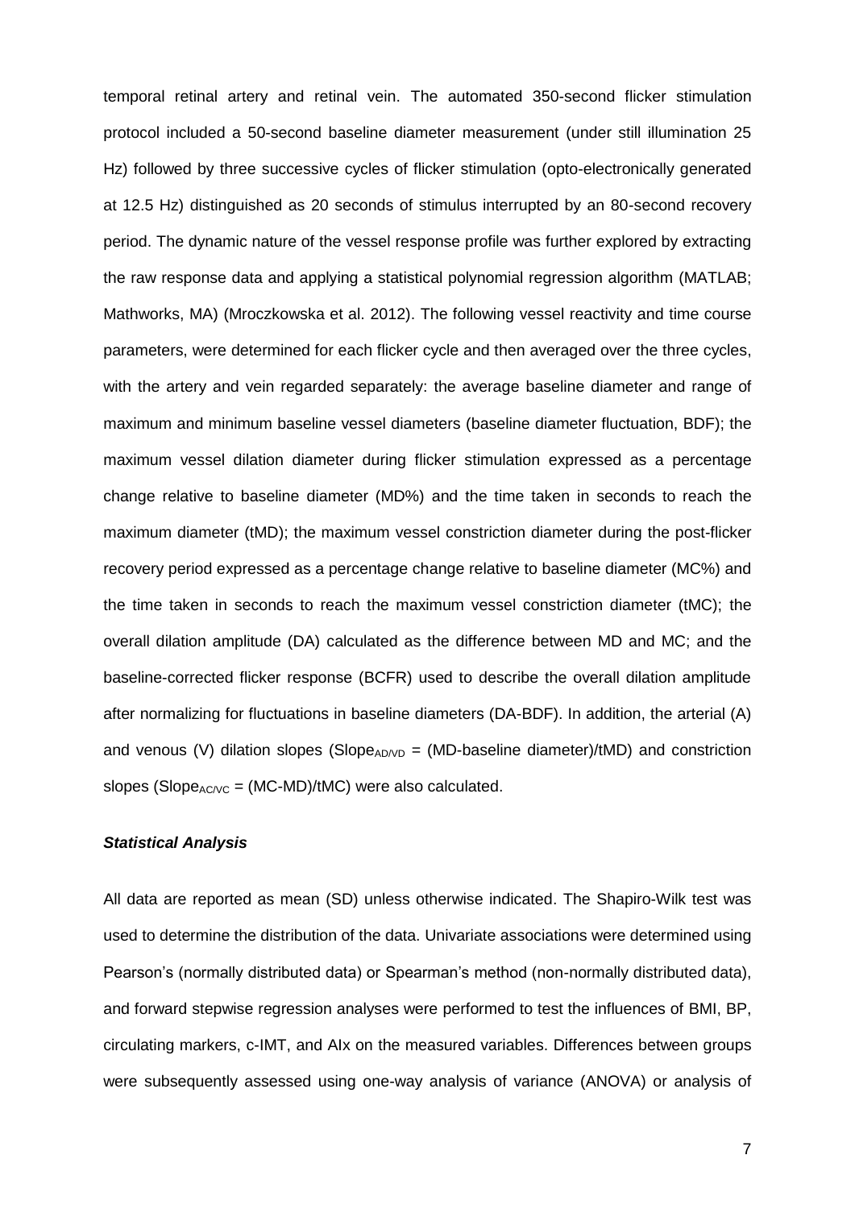temporal retinal artery and retinal vein. The automated 350-second flicker stimulation protocol included a 50-second baseline diameter measurement (under still illumination 25 Hz) followed by three successive cycles of flicker stimulation (opto-electronically generated at 12.5 Hz) distinguished as 20 seconds of stimulus interrupted by an 80-second recovery period. The dynamic nature of the vessel response profile was further explored by extracting the raw response data and applying a statistical polynomial regression algorithm (MATLAB; Mathworks, MA) (Mroczkowska et al. 2012). The following vessel reactivity and time course parameters, were determined for each flicker cycle and then averaged over the three cycles, with the artery and vein regarded separately: the average baseline diameter and range of maximum and minimum baseline vessel diameters (baseline diameter fluctuation, BDF); the maximum vessel dilation diameter during flicker stimulation expressed as a percentage change relative to baseline diameter (MD%) and the time taken in seconds to reach the maximum diameter (tMD); the maximum vessel constriction diameter during the post-flicker recovery period expressed as a percentage change relative to baseline diameter (MC%) and the time taken in seconds to reach the maximum vessel constriction diameter (tMC); the overall dilation amplitude (DA) calculated as the difference between MD and MC; and the baseline-corrected flicker response (BCFR) used to describe the overall dilation amplitude after normalizing for fluctuations in baseline diameters (DA-BDF). In addition, the arterial (A) and venous (V) dilation slopes ($Slope_{AD/VD}$ = (MD-baseline diameter)/tMD) and constriction slopes ($Slope_{AC/VC}$ = (MC-MD)/tMC) were also calculated.

### *Statistical Analysis*

All data are reported as mean (SD) unless otherwise indicated. The Shapiro-Wilk test was used to determine the distribution of the data. Univariate associations were determined using Pearson's (normally distributed data) or Spearman's method (non-normally distributed data), and forward stepwise regression analyses were performed to test the influences of BMI, BP, circulating markers, c-IMT, and AIx on the measured variables. Differences between groups were subsequently assessed using one-way analysis of variance (ANOVA) or analysis of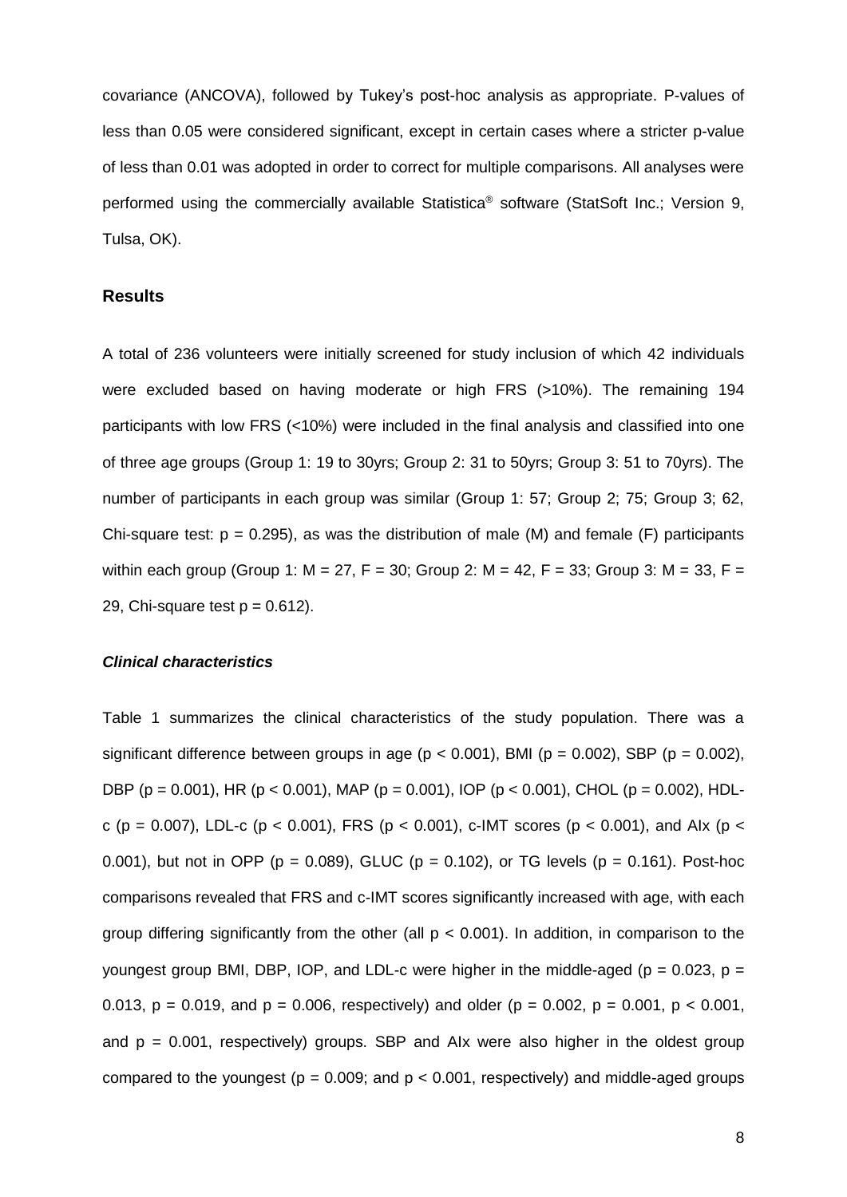covariance (ANCOVA), followed by Tukey's post-hoc analysis as appropriate. P-values of less than 0.05 were considered significant, except in certain cases where a stricter p-value of less than 0.01 was adopted in order to correct for multiple comparisons. All analyses were performed using the commercially available Statistica® software (StatSoft Inc.; Version 9, Tulsa, OK).

## Results

A total of 236 volunteers were initially screened for study inclusion of which 42 individuals were excluded based on having moderate or high FRS (>10%). The remaining 194 participants with low FRS (<10%) were included in the final analysis and classified into one of three age groups (Group 1: 19 to 30yrs; Group 2: 31 to 50yrs; Group 3: 51 to 70yrs). The number of participants in each group was similar (Group 1: 57; Group 2; 75; Group 3; 62, Chi-square test: $p = 0.295$), as was the distribution of male (M) and female (F) participants within each group (Group 1: M = 27, F = 30; Group 2: M = 42, F = 33; Group 3: M = 33, F = 29, Chi-square test $p = 0.612$).

### *Clinical characteristics*

Table 1 summarizes the clinical characteristics of the study population. There was a significant difference between groups in age ($p < 0.001$), BMI ($p = 0.002$), SBP ($p = 0.002$), DBP ($p = 0.001$), HR ($p < 0.001$), MAP ($p = 0.001$), IOP ($p < 0.001$), CHOL ($p = 0.002$), HDL-c ($p = 0.007$), LDL-c ($p < 0.001$), FRS ($p < 0.001$), c-IMT scores ($p < 0.001$), and AIx ($p < 0.001$), but not in OPP ($p = 0.089$), GLUC ($p = 0.102$), or TG levels ($p = 0.161$). Post-hoc comparisons revealed that FRS and c-IMT scores significantly increased with age, with each group differing significantly from the other (all $p < 0.001$). In addition, in comparison to the youngest group BMI, DBP, IOP, and LDL-c were higher in the middle-aged ($p = 0.023$, $p = 0.013$, $p = 0.019$, and $p = 0.006$, respectively) and older ($p = 0.002$, $p = 0.001$, $p < 0.001$, and $p = 0.001$, respectively) groups. SBP and AIx were also higher in the oldest group compared to the youngest ($p = 0.009$; and $p < 0.001$, respectively) and middle-aged groups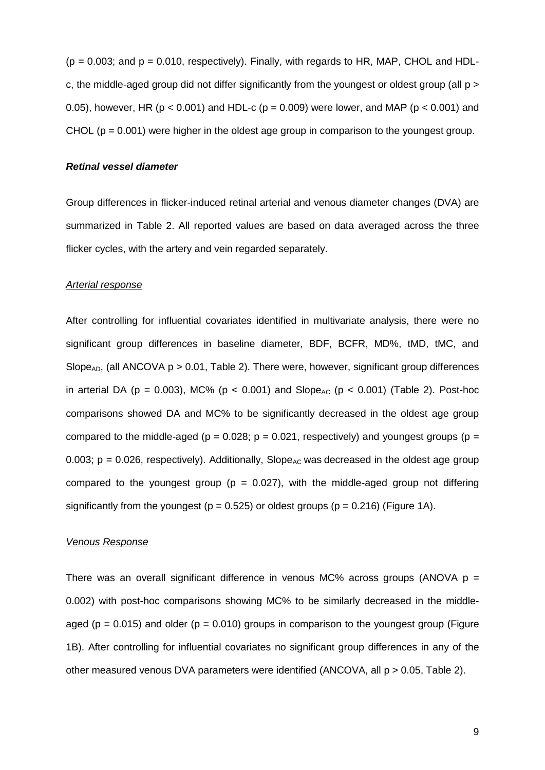($p = 0.003$; and $p = 0.010$, respectively). Finally, with regards to HR, MAP, CHOL and HDL-c, the middle-aged group did not differ significantly from the youngest or oldest group (all $p > 0.05$), however, HR ($p < 0.001$) and HDL-c ($p = 0.009$) were lower, and MAP ($p < 0.001$) and CHOL ($p = 0.001$) were higher in the oldest age group in comparison to the youngest group.

### *Retinal vessel diameter*

Group differences in flicker-induced retinal arterial and venous diameter changes (DVA) are summarized in Table 2. All reported values are based on data averaged across the three flicker cycles, with the artery and vein regarded separately.

#### Arterial response

After controlling for influential covariates identified in multivariate analysis, there were no significant group differences in baseline diameter, BDF, BCFR, MD%, tMD, tMC, and $Slope_{AD}$, (all ANCOVA $p > 0.01$, Table 2). There were, however, significant group differences in arterial DA ($p = 0.003$), MC% ($p < 0.001$) and $Slope_{AC}$ ($p < 0.001$) (Table 2). Post-hoc comparisons showed DA and MC% to be significantly decreased in the oldest age group compared to the middle-aged ($p = 0.028$; $p = 0.021$, respectively) and youngest groups ($p = 0.003$; $p = 0.026$, respectively). Additionally, $Slope_{AC}$ was decreased in the oldest age group compared to the youngest group ($p = 0.027$), with the middle-aged group not differing significantly from the youngest ($p = 0.525$) or oldest groups ($p = 0.216$) (Figure 1A).

#### Venous Response

There was an overall significant difference in venous MC% across groups (ANOVA $p = 0.002$) with post-hoc comparisons showing MC% to be similarly decreased in the middle-aged ($p = 0.015$) and older ($p = 0.010$) groups in comparison to the youngest group (Figure 1B). After controlling for influential covariates no significant group differences in any of the other measured venous DVA parameters were identified (ANCOVA, all $p > 0.05$, Table 2).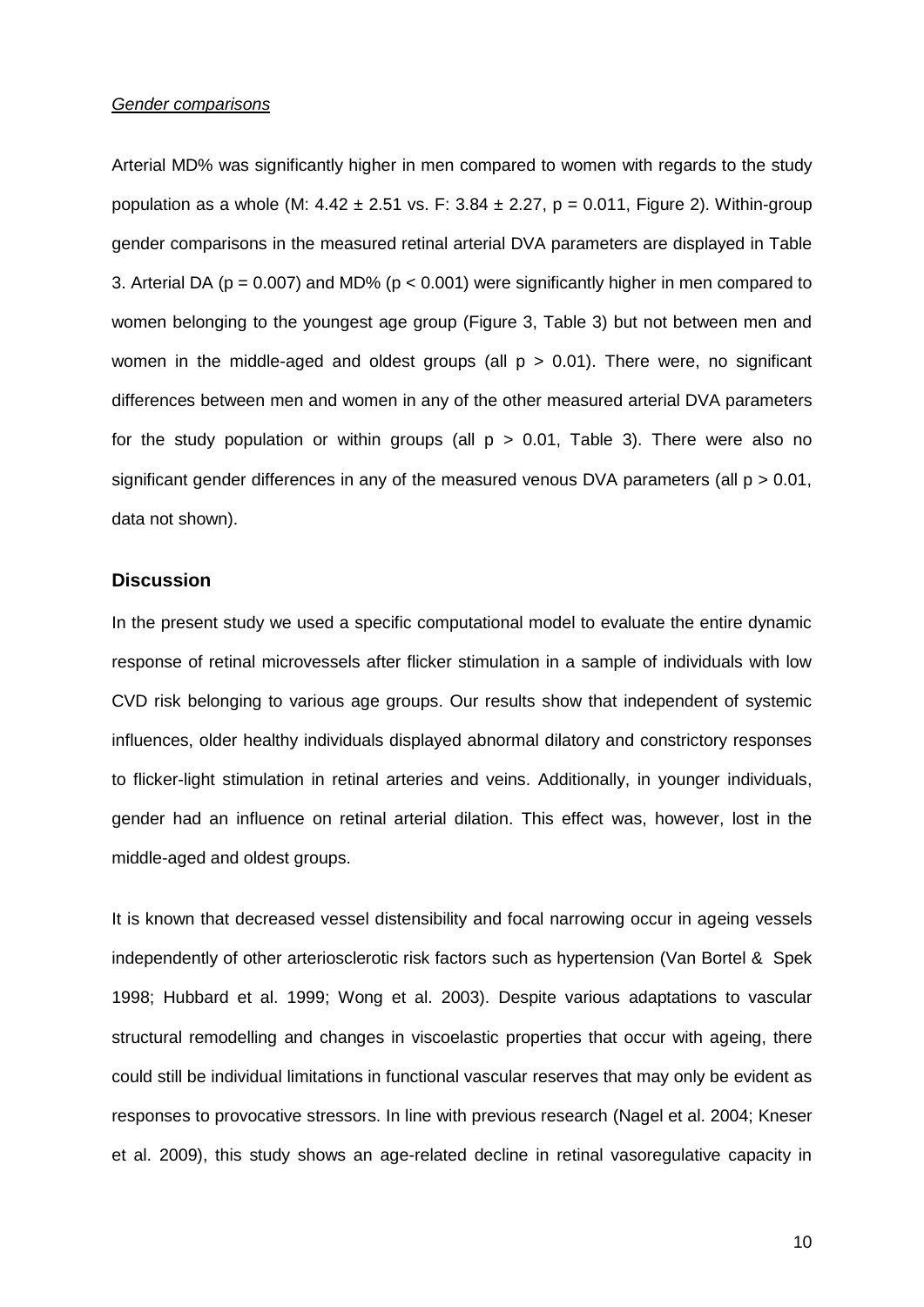*Gender comparisons*

Arterial MD% was significantly higher in men compared to women with regards to the study population as a whole (M: $4.42 \pm 2.51$ vs. F: $3.84 \pm 2.27$, $p = 0.011$, Figure 2). Within-group gender comparisons in the measured retinal arterial DVA parameters are displayed in Table 3. Arterial DA ($p = 0.007$) and MD% ($p < 0.001$) were significantly higher in men compared to women belonging to the youngest age group (Figure 3, Table 3) but not between men and women in the middle-aged and oldest groups (all $p > 0.01$). There were, no significant differences between men and women in any of the other measured arterial DVA parameters for the study population or within groups (all $p > 0.01$, Table 3). There were also no significant gender differences in any of the measured venous DVA parameters (all $p > 0.01$, data not shown).

## Discussion

In the present study we used a specific computational model to evaluate the entire dynamic response of retinal microvessels after flicker stimulation in a sample of individuals with low CVD risk belonging to various age groups. Our results show that independent of systemic influences, older healthy individuals displayed abnormal dilatory and constrictory responses to flicker-light stimulation in retinal arteries and veins. Additionally, in younger individuals, gender had an influence on retinal arterial dilation. This effect was, however, lost in the middle-aged and oldest groups.

It is known that decreased vessel distensibility and focal narrowing occur in ageing vessels independently of other arteriosclerotic risk factors such as hypertension (Van Bortel & Spek 1998; Hubbard et al. 1999; Wong et al. 2003). Despite various adaptations to vascular structural remodelling and changes in viscoelastic properties that occur with ageing, there could still be individual limitations in functional vascular reserves that may only be evident as responses to provocative stressors. In line with previous research (Nagel et al. 2004; Kneser et al. 2009), this study shows an age-related decline in retinal vasoregulative capacity in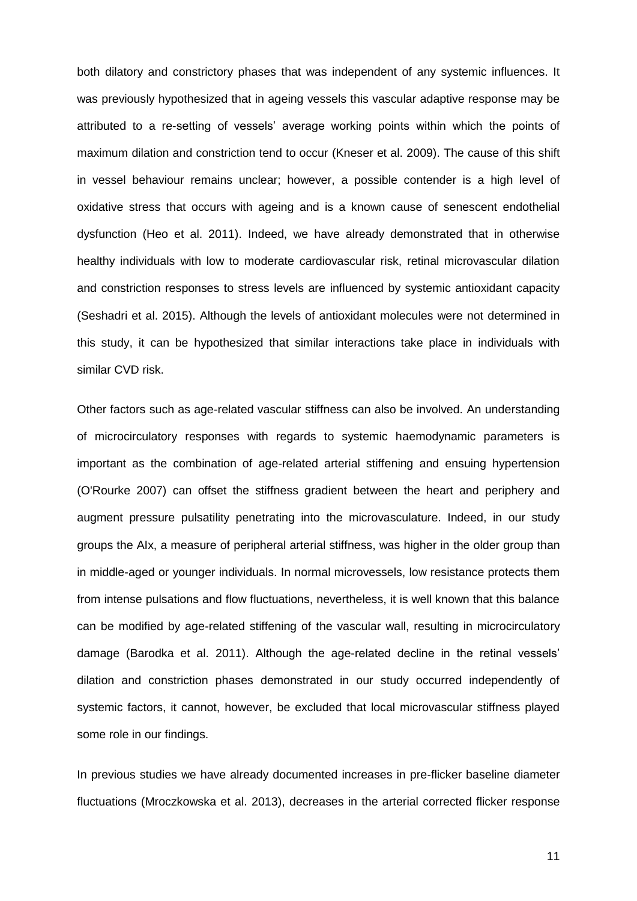both dilatory and constrictory phases that was independent of any systemic influences. It was previously hypothesized that in ageing vessels this vascular adaptive response may be attributed to a re-setting of vessels' average working points within which the points of maximum dilation and constriction tend to occur (Kneser et al. 2009). The cause of this shift in vessel behaviour remains unclear; however, a possible contender is a high level of oxidative stress that occurs with ageing and is a known cause of senescent endothelial dysfunction (Heo et al. 2011). Indeed, we have already demonstrated that in otherwise healthy individuals with low to moderate cardiovascular risk, retinal microvascular dilation and constriction responses to stress levels are influenced by systemic antioxidant capacity (Seshadri et al. 2015). Although the levels of antioxidant molecules were not determined in this study, it can be hypothesized that similar interactions take place in individuals with similar CVD risk.

Other factors such as age-related vascular stiffness can also be involved. An understanding of microcirculatory responses with regards to systemic haemodynamic parameters is important as the combination of age-related arterial stiffening and ensuing hypertension (O'Rourke 2007) can offset the stiffness gradient between the heart and periphery and augment pressure pulsatility penetrating into the microvasculature. Indeed, in our study groups the AIx, a measure of peripheral arterial stiffness, was higher in the older group than in middle-aged or younger individuals. In normal microvessels, low resistance protects them from intense pulsations and flow fluctuations, nevertheless, it is well known that this balance can be modified by age-related stiffening of the vascular wall, resulting in microcirculatory damage (Barodka et al. 2011). Although the age-related decline in the retinal vessels' dilation and constriction phases demonstrated in our study occurred independently of systemic factors, it cannot, however, be excluded that local microvascular stiffness played some role in our findings.

In previous studies we have already documented increases in pre-flicker baseline diameter fluctuations (Mroczkowska et al. 2013), decreases in the arterial corrected flicker response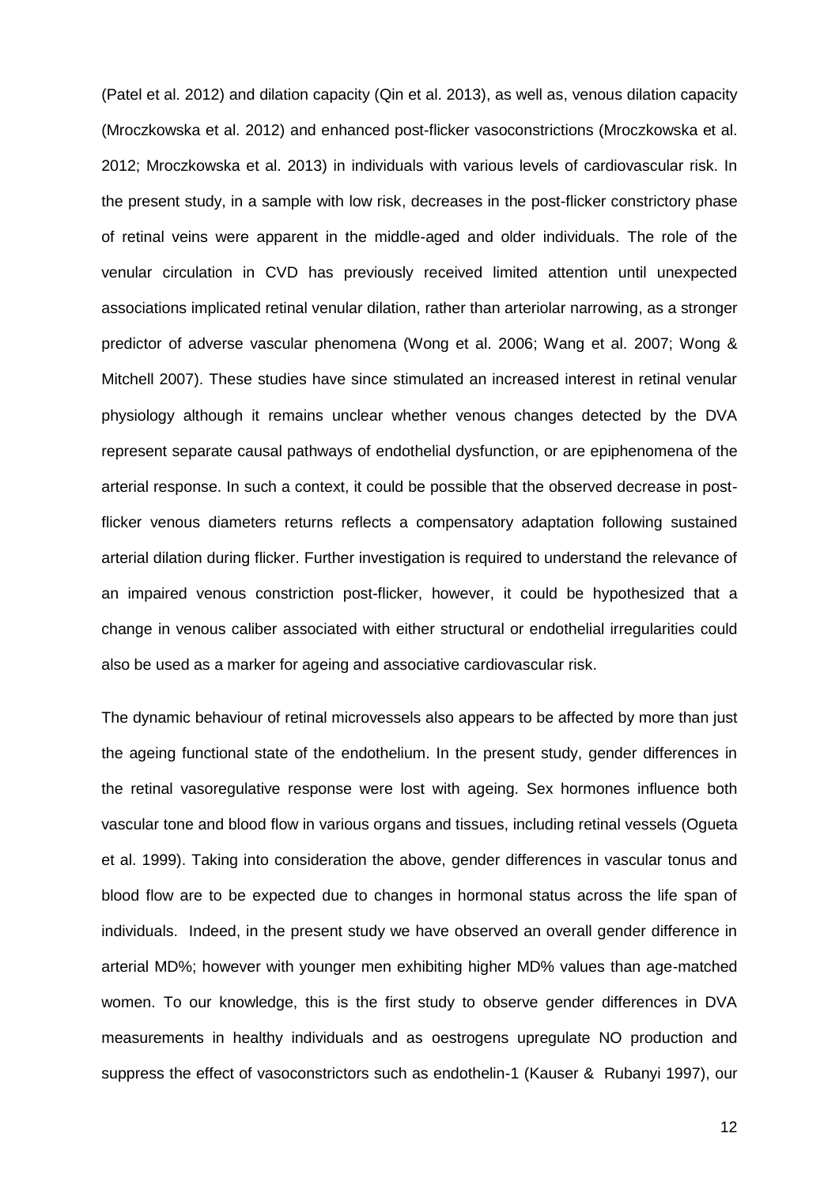(Patel et al. 2012) and dilation capacity (Qin et al. 2013), as well as, venous dilation capacity (Mroczkowska et al. 2012) and enhanced post-flicker vasoconstrictions (Mroczkowska et al. 2012; Mroczkowska et al. 2013) in individuals with various levels of cardiovascular risk. In the present study, in a sample with low risk, decreases in the post-flicker constrictory phase of retinal veins were apparent in the middle-aged and older individuals. The role of the venular circulation in CVD has previously received limited attention until unexpected associations implicated retinal venular dilation, rather than arteriolar narrowing, as a stronger predictor of adverse vascular phenomena (Wong et al. 2006; Wang et al. 2007; Wong & Mitchell 2007). These studies have since stimulated an increased interest in retinal venular physiology although it remains unclear whether venous changes detected by the DVA represent separate causal pathways of endothelial dysfunction, or are epiphenomena of the arterial response. In such a context, it could be possible that the observed decrease in post-flicker venous diameters returns reflects a compensatory adaptation following sustained arterial dilation during flicker. Further investigation is required to understand the relevance of an impaired venous constriction post-flicker, however, it could be hypothesized that a change in venous caliber associated with either structural or endothelial irregularities could also be used as a marker for ageing and associative cardiovascular risk.

The dynamic behaviour of retinal microvessels also appears to be affected by more than just the ageing functional state of the endothelium. In the present study, gender differences in the retinal vasoregulative response were lost with ageing. Sex hormones influence both vascular tone and blood flow in various organs and tissues, including retinal vessels (Ogueta et al. 1999). Taking into consideration the above, gender differences in vascular tonus and blood flow are to be expected due to changes in hormonal status across the life span of individuals. Indeed, in the present study we have observed an overall gender difference in arterial MD%; however with younger men exhibiting higher MD% values than age-matched women. To our knowledge, this is the first study to observe gender differences in DVA measurements in healthy individuals and as oestrogens upregulate NO production and suppress the effect of vasoconstrictors such as endothelin-1 (Kauser & Rubanyi 1997), our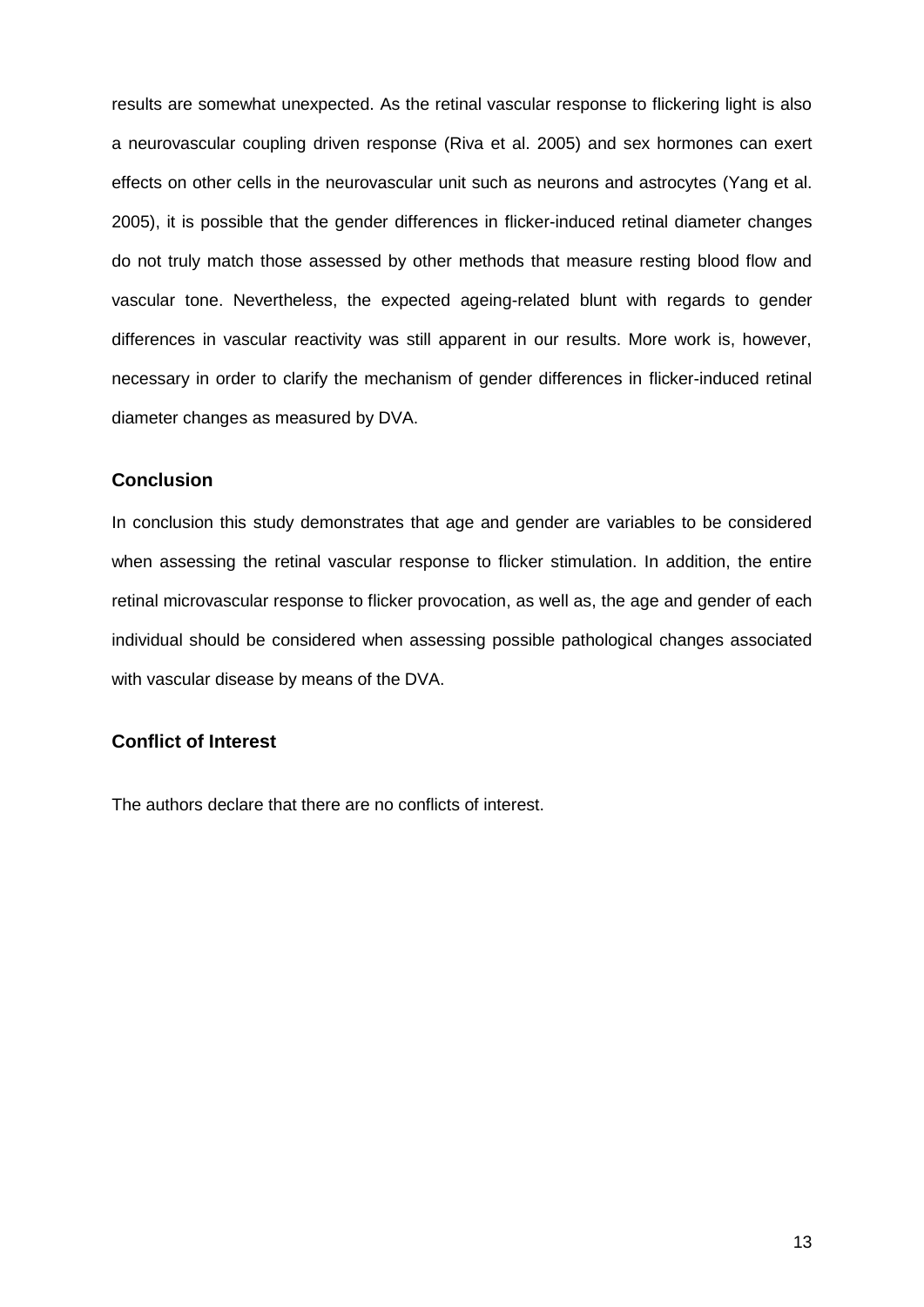results are somewhat unexpected. As the retinal vascular response to flickering light is also a neurovascular coupling driven response (Riva et al. 2005) and sex hormones can exert effects on other cells in the neurovascular unit such as neurons and astrocytes (Yang et al. 2005), it is possible that the gender differences in flicker-induced retinal diameter changes do not truly match those assessed by other methods that measure resting blood flow and vascular tone. Nevertheless, the expected ageing-related blunt with regards to gender differences in vascular reactivity was still apparent in our results. More work is, however, necessary in order to clarify the mechanism of gender differences in flicker-induced retinal diameter changes as measured by DVA.

## Conclusion

In conclusion this study demonstrates that age and gender are variables to be considered when assessing the retinal vascular response to flicker stimulation. In addition, the entire retinal microvascular response to flicker provocation, as well as, the age and gender of each individual should be considered when assessing possible pathological changes associated with vascular disease by means of the DVA.

## Conflict of Interest

The authors declare that there are no conflicts of interest.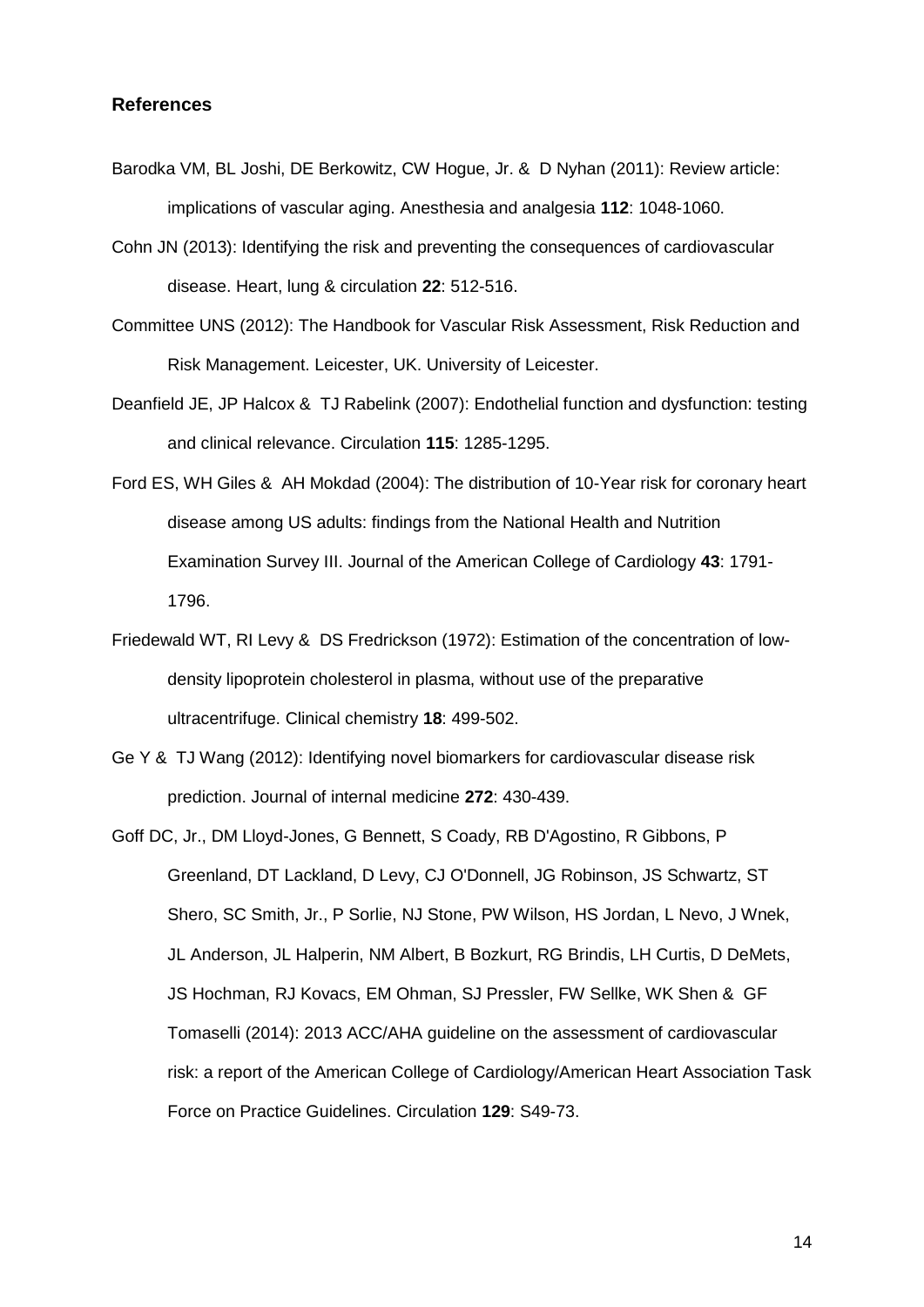## References

Barodka VM, BL Joshi, DE Berkowitz, CW Hogue, Jr. & D Nyhan (2011): Review article: implications of vascular aging. Anesthesia and analgesia **112**: 1048-1060.

Cohn JN (2013): Identifying the risk and preventing the consequences of cardiovascular disease. Heart, lung & circulation **22**: 512-516.

Committee UNS (2012): The Handbook for Vascular Risk Assessment, Risk Reduction and Risk Management. Leicester, UK. University of Leicester.

Deanfield JE, JP Halcox & TJ Rabelink (2007): Endothelial function and dysfunction: testing and clinical relevance. Circulation **115**: 1285-1295.

Ford ES, WH Giles & AH Mokdad (2004): The distribution of 10-Year risk for coronary heart disease among US adults: findings from the National Health and Nutrition Examination Survey III. Journal of the American College of Cardiology **43**: 1791-1796.

Friedewald WT, RI Levy & DS Fredrickson (1972): Estimation of the concentration of low-density lipoprotein cholesterol in plasma, without use of the preparative ultracentrifuge. Clinical chemistry **18**: 499-502.

Ge Y & TJ Wang (2012): Identifying novel biomarkers for cardiovascular disease risk prediction. Journal of internal medicine **272**: 430-439.

Goff DC, Jr., DM Lloyd-Jones, G Bennett, S Coady, RB D'Agostino, R Gibbons, P Greenland, DT Lackland, D Levy, CJ O'Donnell, JG Robinson, JS Schwartz, ST Shero, SC Smith, Jr., P Sorlie, NJ Stone, PW Wilson, HS Jordan, L Nevo, J Wnek, JL Anderson, JL Halperin, NM Albert, B Bozkurt, RG Brindis, LH Curtis, D DeMets, JS Hochman, RJ Kovacs, EM Ohman, SJ Pressler, FW Sellke, WK Shen & GF Tomaselli (2014): 2013 ACC/AHA guideline on the assessment of cardiovascular risk: a report of the American College of Cardiology/American Heart Association Task Force on Practice Guidelines. Circulation **129**: S49-73.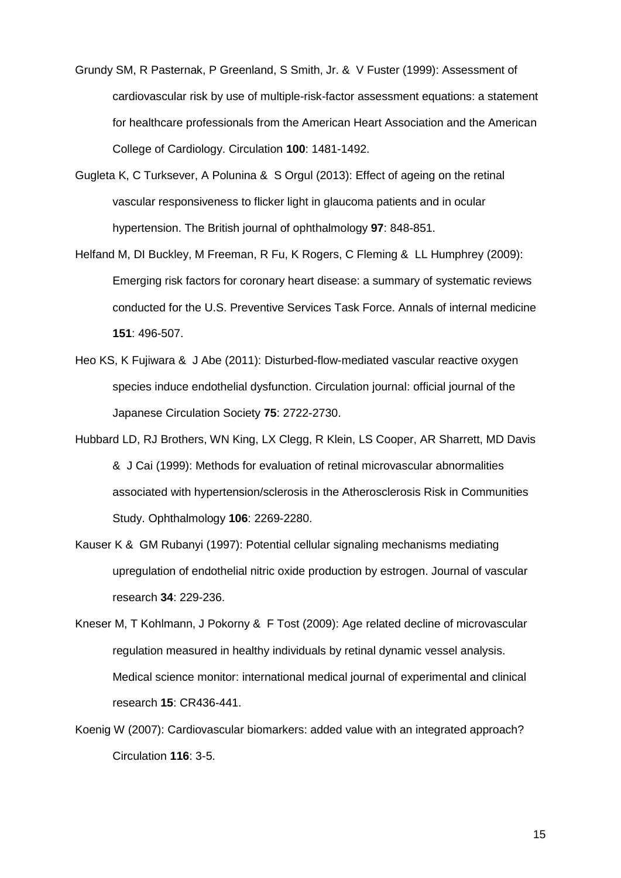Grundy SM, R Pasternak, P Greenland, S Smith, Jr. & V Fuster (1999): Assessment of cardiovascular risk by use of multiple-risk-factor assessment equations: a statement for healthcare professionals from the American Heart Association and the American College of Cardiology. Circulation **100**: 1481-1492.

Gugleta K, C Turksever, A Polunina & S Orgul (2013): Effect of ageing on the retinal vascular responsiveness to flicker light in glaucoma patients and in ocular hypertension. The British journal of ophthalmology **97**: 848-851.

Helfand M, DI Buckley, M Freeman, R Fu, K Rogers, C Fleming & LL Humphrey (2009): Emerging risk factors for coronary heart disease: a summary of systematic reviews conducted for the U.S. Preventive Services Task Force. Annals of internal medicine **151**: 496-507.

Heo KS, K Fujiwara & J Abe (2011): Disturbed-flow-mediated vascular reactive oxygen species induce endothelial dysfunction. Circulation journal: official journal of the Japanese Circulation Society **75**: 2722-2730.

Hubbard LD, RJ Brothers, WN King, LX Clegg, R Klein, LS Cooper, AR Sharrett, MD Davis & J Cai (1999): Methods for evaluation of retinal microvascular abnormalities associated with hypertension/sclerosis in the Atherosclerosis Risk in Communities Study. Ophthalmology **106**: 2269-2280.

Kauser K & GM Rubanyi (1997): Potential cellular signaling mechanisms mediating upregulation of endothelial nitric oxide production by estrogen. Journal of vascular research **34**: 229-236.

Kneser M, T Kohlmann, J Pokorny & F Tost (2009): Age related decline of microvascular regulation measured in healthy individuals by retinal dynamic vessel analysis. Medical science monitor: international medical journal of experimental and clinical research **15**: CR436-441.

Koenig W (2007): Cardiovascular biomarkers: added value with an integrated approach? Circulation **116**: 3-5.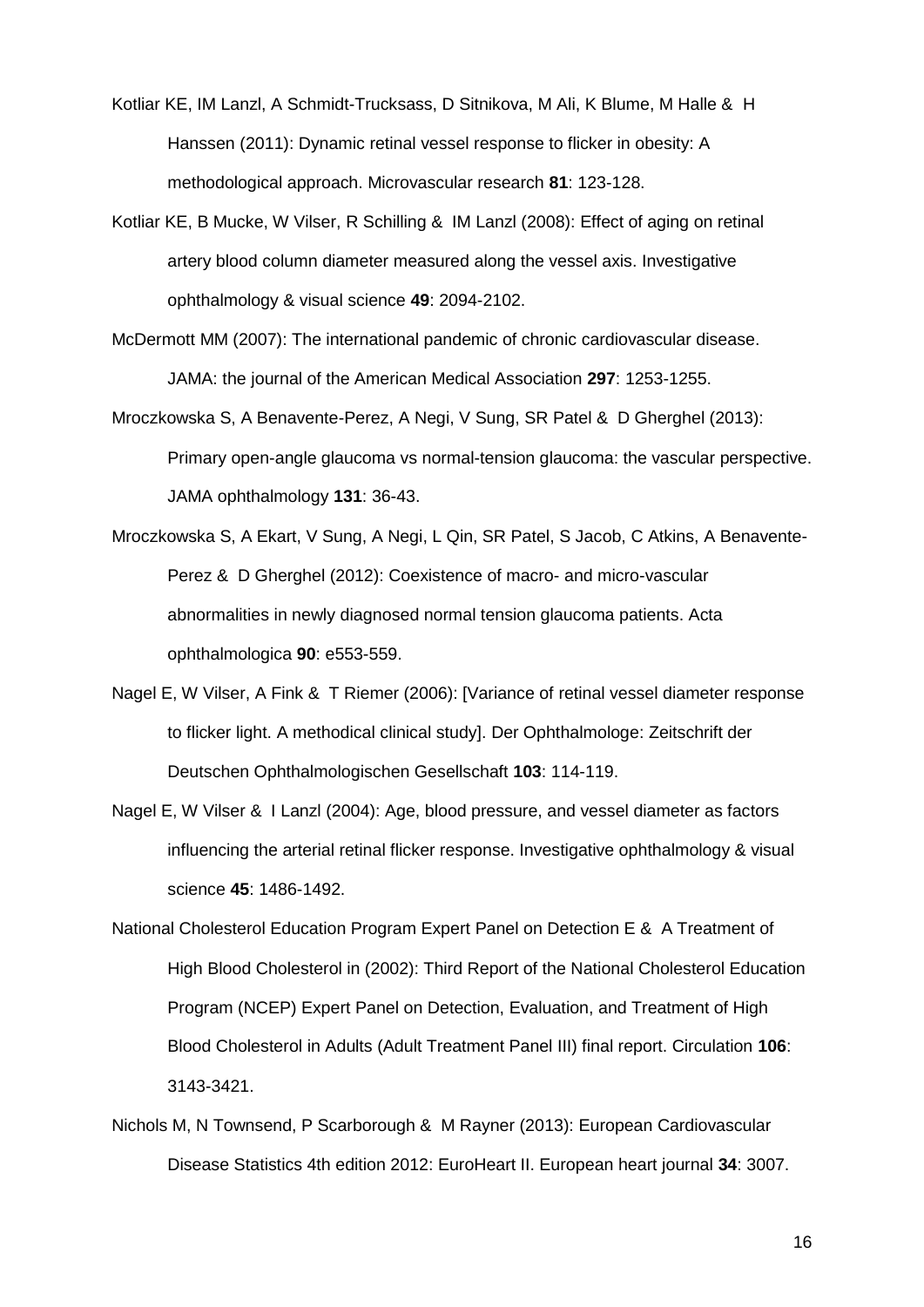Kotliar KE, IM Lanzl, A Schmidt-Trucksass, D Sitnikova, M Ali, K Blume, M Halle & H Hanssen (2011): Dynamic retinal vessel response to flicker in obesity: A methodological approach. Microvascular research **81**: 123-128.

Kotliar KE, B Mucke, W Vilser, R Schilling & IM Lanzl (2008): Effect of aging on retinal artery blood column diameter measured along the vessel axis. Investigative ophthalmology & visual science **49**: 2094-2102.

McDermott MM (2007): The international pandemic of chronic cardiovascular disease. JAMA: the journal of the American Medical Association **297**: 1253-1255.

Mroczkowska S, A Benavente-Perez, A Negi, V Sung, SR Patel & D Gherghel (2013): Primary open-angle glaucoma vs normal-tension glaucoma: the vascular perspective. JAMA ophthalmology **131**: 36-43.

Mroczkowska S, A Ekart, V Sung, A Negi, L Qin, SR Patel, S Jacob, C Atkins, A Benavente-Perez & D Gherghel (2012): Coexistence of macro- and micro-vascular abnormalities in newly diagnosed normal tension glaucoma patients. Acta ophthalmologica **90**: e553-559.

Nagel E, W Vilser, A Fink & T Riemer (2006): [Variance of retinal vessel diameter response to flicker light. A methodical clinical study]. Der Ophthalmologe: Zeitschrift der Deutschen Ophthalmologischen Gesellschaft **103**: 114-119.

Nagel E, W Vilser & I Lanzl (2004): Age, blood pressure, and vessel diameter as factors influencing the arterial retinal flicker response. Investigative ophthalmology & visual science **45**: 1486-1492.

National Cholesterol Education Program Expert Panel on Detection E & A Treatment of High Blood Cholesterol in (2002): Third Report of the National Cholesterol Education Program (NCEP) Expert Panel on Detection, Evaluation, and Treatment of High Blood Cholesterol in Adults (Adult Treatment Panel III) final report. Circulation **106**: 3143-3421.

Nichols M, N Townsend, P Scarborough & M Rayner (2013): European Cardiovascular Disease Statistics 4th edition 2012: EuroHeart II. European heart journal **34**: 3007.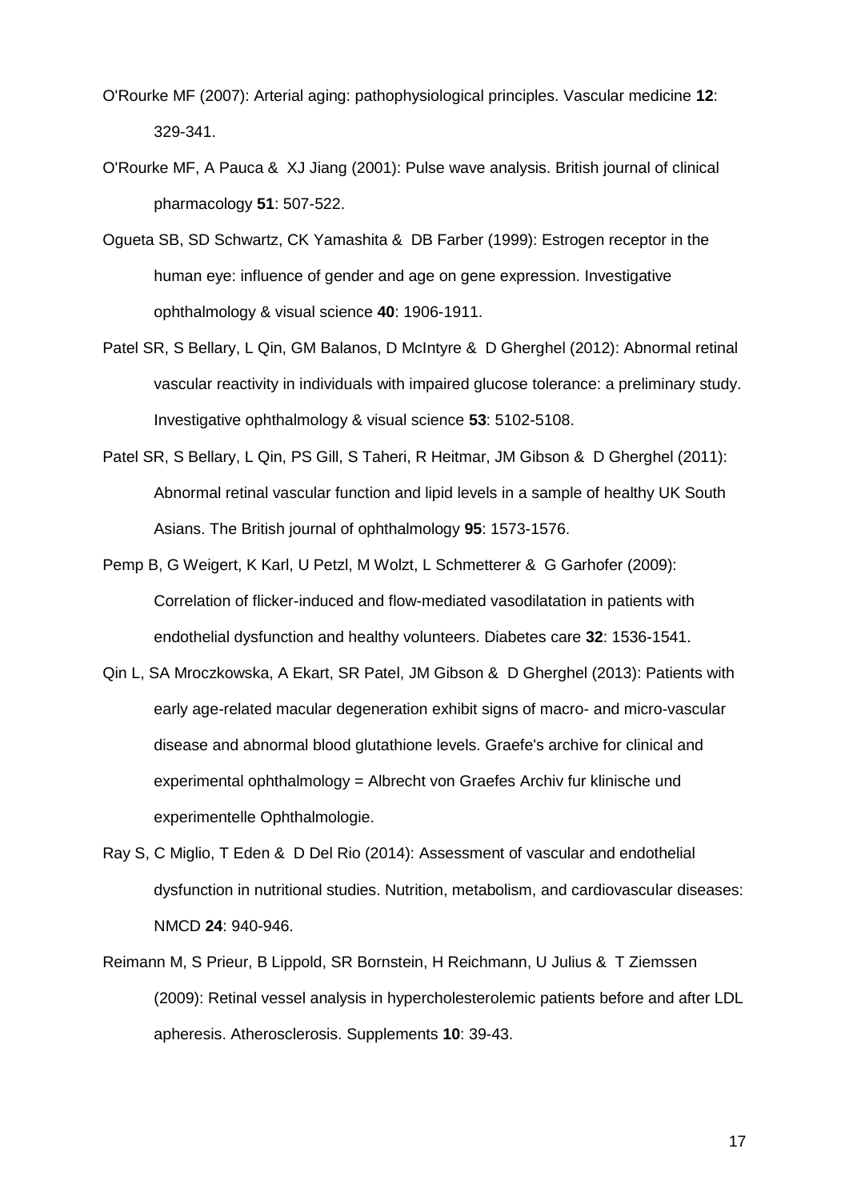O'Rourke MF (2007): Arterial aging: pathophysiological principles. Vascular medicine **12**: 329-341.

O'Rourke MF, A Pauca & XJ Jiang (2001): Pulse wave analysis. British journal of clinical pharmacology **51**: 507-522.

Ogueta SB, SD Schwartz, CK Yamashita & DB Farber (1999): Estrogen receptor in the human eye: influence of gender and age on gene expression. Investigative ophthalmology & visual science **40**: 1906-1911.

Patel SR, S Bellary, L Qin, GM Balanos, D McIntyre & D Gherghel (2012): Abnormal retinal vascular reactivity in individuals with impaired glucose tolerance: a preliminary study. Investigative ophthalmology & visual science **53**: 5102-5108.

Patel SR, S Bellary, L Qin, PS Gill, S Taheri, R Heitmar, JM Gibson & D Gherghel (2011): Abnormal retinal vascular function and lipid levels in a sample of healthy UK South Asians. The British journal of ophthalmology **95**: 1573-1576.

Pemp B, G Weigert, K Karl, U Petzl, M Wolzt, L Schmetterer & G Garhofer (2009): Correlation of flicker-induced and flow-mediated vasodilatation in patients with endothelial dysfunction and healthy volunteers. Diabetes care **32**: 1536-1541.

Qin L, SA Mroczkowska, A Ekart, SR Patel, JM Gibson & D Gherghel (2013): Patients with early age-related macular degeneration exhibit signs of macro- and micro-vascular disease and abnormal blood glutathione levels. Graefe's archive for clinical and experimental ophthalmology = Albrecht von Graefes Archiv fur klinische und experimentelle Ophthalmologie.

Ray S, C Miglio, T Eden & D Del Rio (2014): Assessment of vascular and endothelial dysfunction in nutritional studies. Nutrition, metabolism, and cardiovascular diseases: NMCD **24**: 940-946.

Reimann M, S Prieur, B Lippold, SR Bornstein, H Reichmann, U Julius & T Ziemssen (2009): Retinal vessel analysis in hypercholesterolemic patients before and after LDL apheresis. Atherosclerosis. Supplements **10**: 39-43.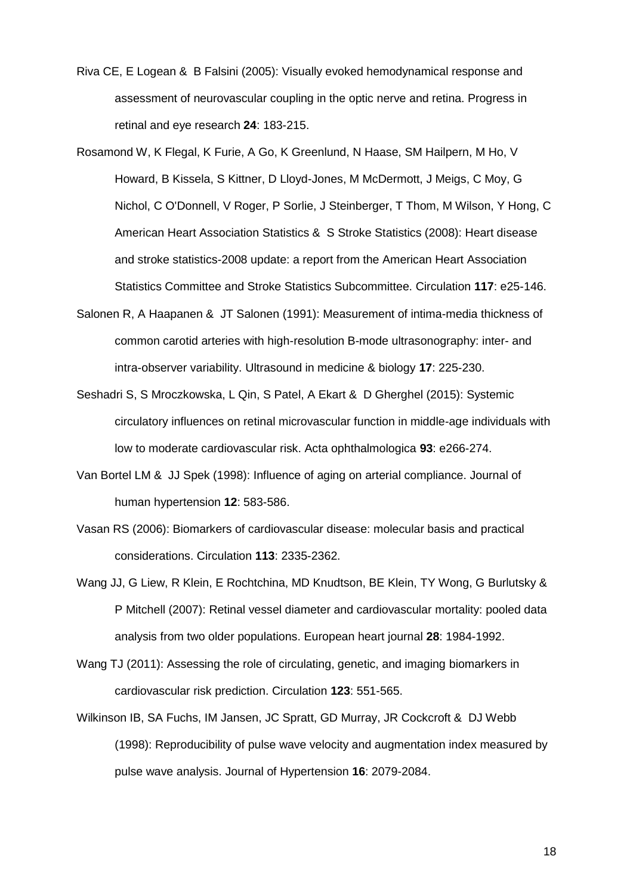Riva CE, E Logean & B Falsini (2005): Visually evoked hemodynamical response and assessment of neurovascular coupling in the optic nerve and retina. Progress in retinal and eye research **24**: 183-215.

Rosamond W, K Flegal, K Furie, A Go, K Greenlund, N Haase, SM Hailpern, M Ho, V Howard, B Kissela, S Kittner, D Lloyd-Jones, M McDermott, J Meigs, C Moy, G Nichol, C O'Donnell, V Roger, P Sorlie, J Steinberger, T Thom, M Wilson, Y Hong, C American Heart Association Statistics & S Stroke Statistics (2008): Heart disease and stroke statistics-2008 update: a report from the American Heart Association Statistics Committee and Stroke Statistics Subcommittee. Circulation **117**: e25-146.

Salonen R, A Haapanen & JT Salonen (1991): Measurement of intima-media thickness of common carotid arteries with high-resolution B-mode ultrasonography: inter- and intra-observer variability. Ultrasound in medicine & biology **17**: 225-230.

Seshadri S, S Mroczkowska, L Qin, S Patel, A Ekart & D Gherghel (2015): Systemic circulatory influences on retinal microvascular function in middle-age individuals with low to moderate cardiovascular risk. Acta ophthalmologica **93**: e266-274.

Van Bortel LM & JJ Spek (1998): Influence of aging on arterial compliance. Journal of human hypertension **12**: 583-586.

Vasan RS (2006): Biomarkers of cardiovascular disease: molecular basis and practical considerations. Circulation **113**: 2335-2362.

Wang JJ, G Liew, R Klein, E Rochtchina, MD Knudtson, BE Klein, TY Wong, G Burlutsky & P Mitchell (2007): Retinal vessel diameter and cardiovascular mortality: pooled data analysis from two older populations. European heart journal **28**: 1984-1992.

Wang TJ (2011): Assessing the role of circulating, genetic, and imaging biomarkers in cardiovascular risk prediction. Circulation **123**: 551-565.

Wilkinson IB, SA Fuchs, IM Jansen, JC Spratt, GD Murray, JR Cockcroft & DJ Webb (1998): Reproducibility of pulse wave velocity and augmentation index measured by pulse wave analysis. Journal of Hypertension **16**: 2079-2084.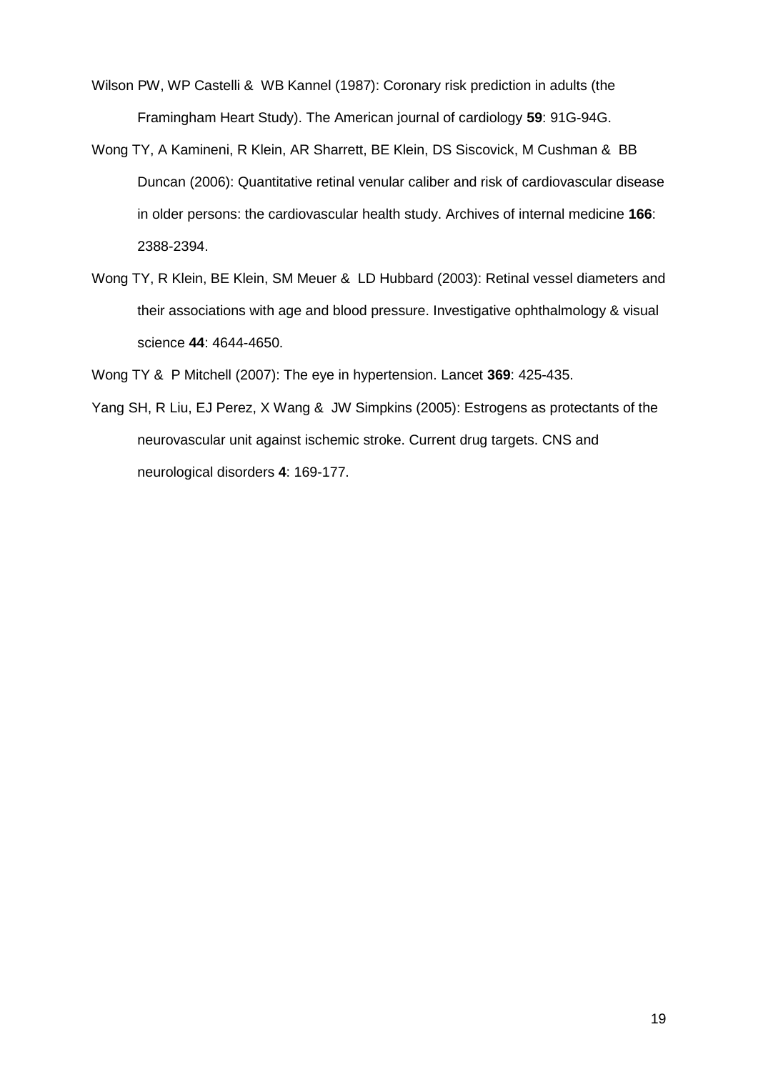Wilson PW, WP Castelli & WB Kannel (1987): Coronary risk prediction in adults (the Framingham Heart Study). The American journal of cardiology **59**: 91G-94G.

Wong TY, A Kamineni, R Klein, AR Sharrett, BE Klein, DS Siscovick, M Cushman & BB Duncan (2006): Quantitative retinal venular caliber and risk of cardiovascular disease in older persons: the cardiovascular health study. Archives of internal medicine **166**: 2388-2394.

Wong TY, R Klein, BE Klein, SM Meuer & LD Hubbard (2003): Retinal vessel diameters and their associations with age and blood pressure. Investigative ophthalmology & visual science **44**: 4644-4650.

Wong TY & P Mitchell (2007): The eye in hypertension. Lancet **369**: 425-435.

Yang SH, R Liu, EJ Perez, X Wang & JW Simpkins (2005): Estrogens as protectants of the neurovascular unit against ischemic stroke. Current drug targets. CNS and neurological disorders **4**: 169-177.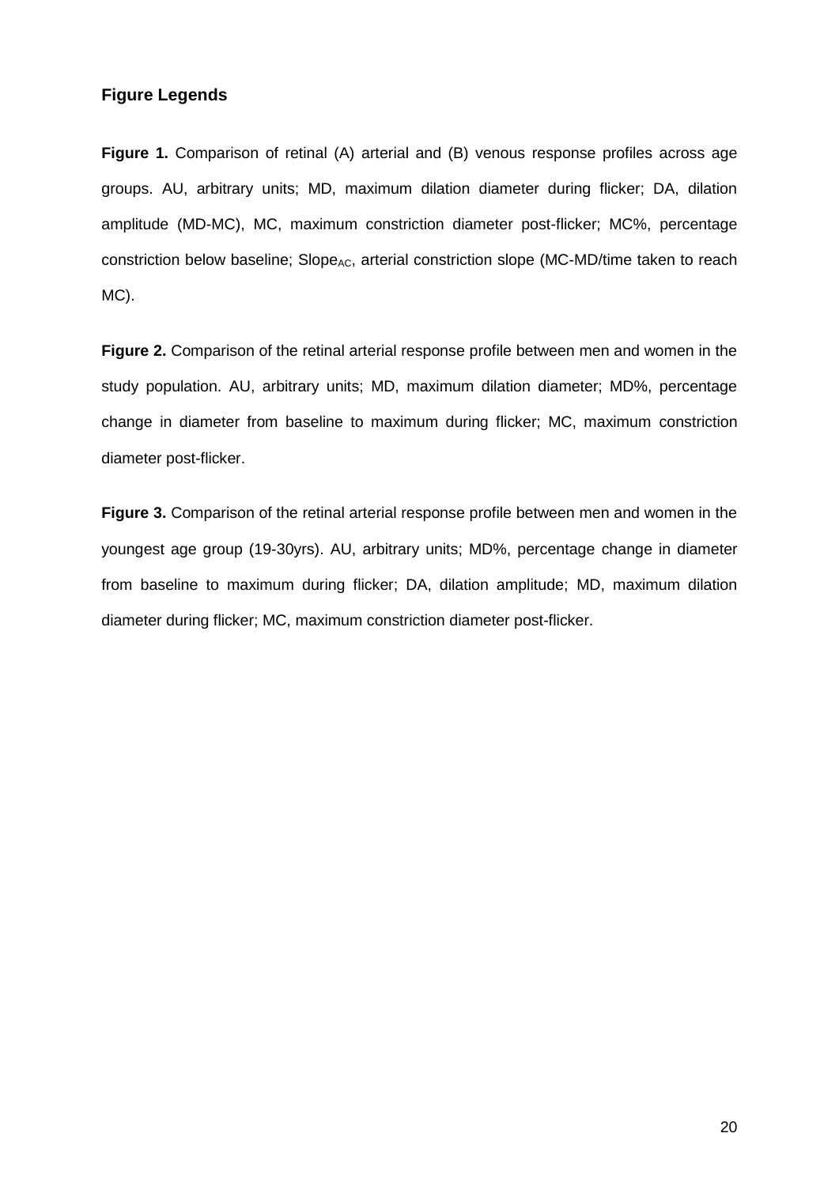## Figure Legends

**Figure 1.** Comparison of retinal (A) arterial and (B) venous response profiles across age groups. AU, arbitrary units; MD, maximum dilation diameter during flicker; DA, dilation amplitude (MD-MC), MC, maximum constriction diameter post-flicker; MC%, percentage constriction below baseline; $Slope_{AC}$, arterial constriction slope (MC-MD/time taken to reach MC).

**Figure 2.** Comparison of the retinal arterial response profile between men and women in the study population. AU, arbitrary units; MD, maximum dilation diameter; MD%, percentage change in diameter from baseline to maximum during flicker; MC, maximum constriction diameter post-flicker.

**Figure 3.** Comparison of the retinal arterial response profile between men and women in the youngest age group (19-30yrs). AU, arbitrary units; MD%, percentage change in diameter from baseline to maximum during flicker; DA, dilation amplitude; MD, maximum dilation diameter during flicker; MC, maximum constriction diameter post-flicker.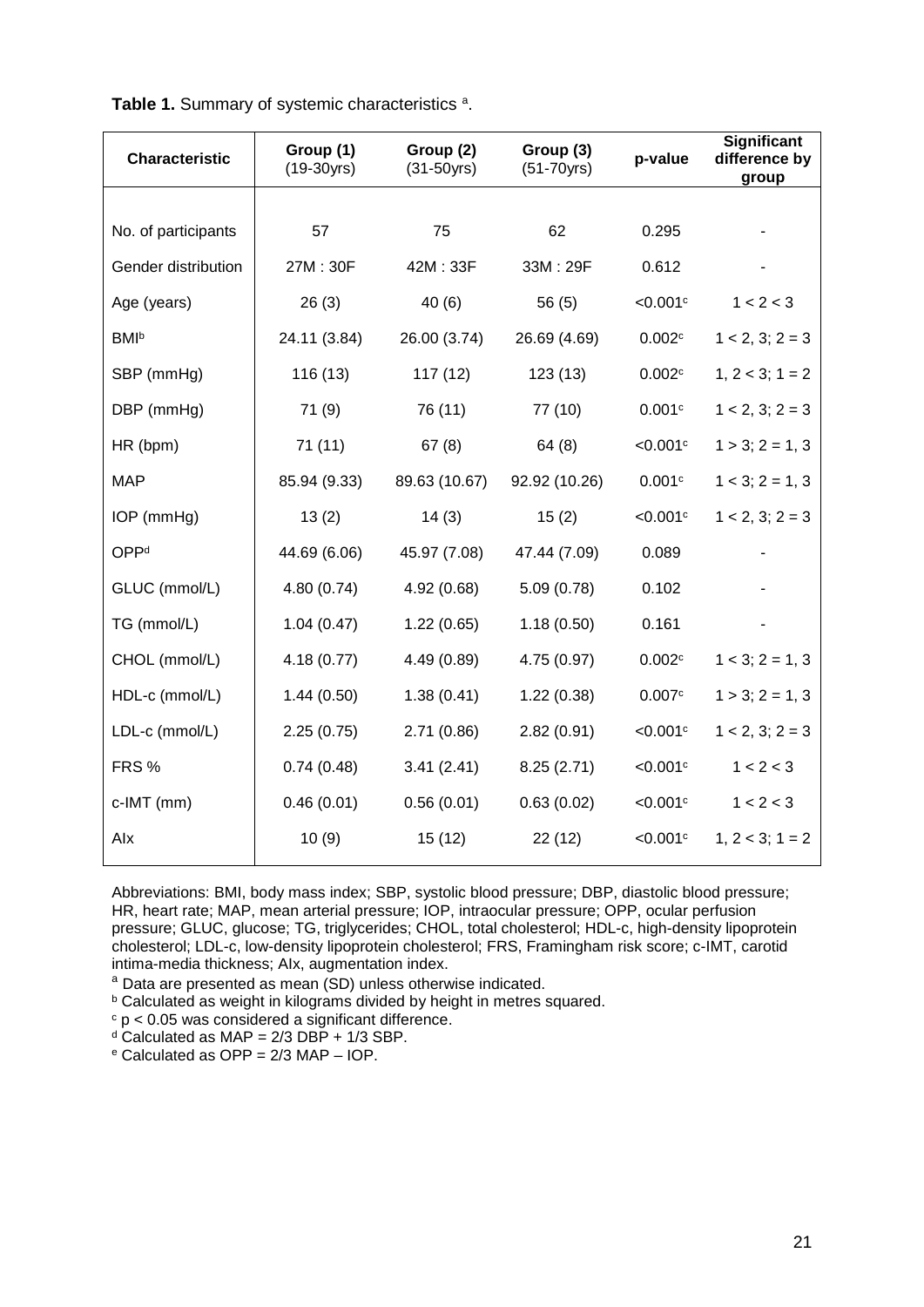**Table 1.** Summary of systemic characteristics [a].

| Characteristic | Group (1) (19-30yrs) | Group (2) (31-50yrs) | Group (3) (51-70yrs) | p-value | Significant difference by group |
|---|---|---|---|---|---|
| No. of participants | 57 | 75 | 62 | 0.295 | - |
| Gender distribution | 27M : 30F | 42M : 33F | 33M : 29F | 0.612 | - |
| Age (years) | 26 (3) | 40 (6) | 56 (5) | <0.001[c] | 1 < 2 < 3 |
| BMI[b] | 24.11 (3.84) | 26.00 (3.74) | 26.69 (4.69) | 0.002[c] | 1 < 2, 3; 2 = 3 |
| SBP (mmHg) | 116 (13) | 117 (12) | 123 (13) | 0.002[c] | 1, 2 < 3; 1 = 2 |
| DBP (mmHg) | 71 (9) | 76 (11) | 77 (10) | 0.001[c] | 1 < 2, 3; 2 = 3 |
| HR (bpm) | 71 (11) | 67 (8) | 64 (8) | <0.001[c] | 1 > 3; 2 = 1, 3 |
| MAP | 85.94 (9.33) | 89.63 (10.67) | 92.92 (10.26) | 0.001[c] | 1 < 3; 2 = 1, 3 |
| IOP (mmHg) | 13 (2) | 14 (3) | 15 (2) | <0.001[c] | 1 < 2, 3; 2 = 3 |
| OPP[d] | 44.69 (6.06) | 45.97 (7.08) | 47.44 (7.09) | 0.089 | - |
| GLUC (mmol/L) | 4.80 (0.74) | 4.92 (0.68) | 5.09 (0.78) | 0.102 | - |
| TG (mmol/L) | 1.04 (0.47) | 1.22 (0.65) | 1.18 (0.50) | 0.161 | - |
| CHOL (mmol/L) | 4.18 (0.77) | 4.49 (0.89) | 4.75 (0.97) | 0.002[c] | 1 < 3; 2 = 1, 3 |
| HDL-c (mmol/L) | 1.44 (0.50) | 1.38 (0.41) | 1.22 (0.38) | 0.007[c] | 1 > 3; 2 = 1, 3 |
| LDL-c (mmol/L) | 2.25 (0.75) | 2.71 (0.86) | 2.82 (0.91) | <0.001[c] | 1 < 2, 3; 2 = 3 |
| FRS % | 0.74 (0.48) | 3.41 (2.41) | 8.25 (2.71) | <0.001[c] | 1 < 2 < 3 |
| c-IMT (mm) | 0.46 (0.01) | 0.56 (0.01) | 0.63 (0.02) | <0.001[c] | 1 < 2 < 3 |
| AIx | 10 (9) | 15 (12) | 22 (12) | <0.001[c] | 1, 2 < 3; 1 = 2 |

Abbreviations: BMI, body mass index; SBP, systolic blood pressure; DBP, diastolic blood pressure; HR, heart rate; MAP, mean arterial pressure; IOP, intraocular pressure; OPP, ocular perfusion pressure; GLUC, glucose; TG, triglycerides; CHOL, total cholesterol; HDL-c, high-density lipoprotein cholesterol; LDL-c, low-density lipoprotein cholesterol; FRS, Framingham risk score; c-IMT, carotid intima-media thickness; AIx, augmentation index.

[a] Data are presented as mean (SD) unless otherwise indicated.

[b] Calculated as weight in kilograms divided by height in metres squared.

[c] $p < 0.05$ was considered a significant difference.

[d] Calculated as MAP = 2/3 DBP + 1/3 SBP.

[e] Calculated as OPP = 2/3 MAP – IOP.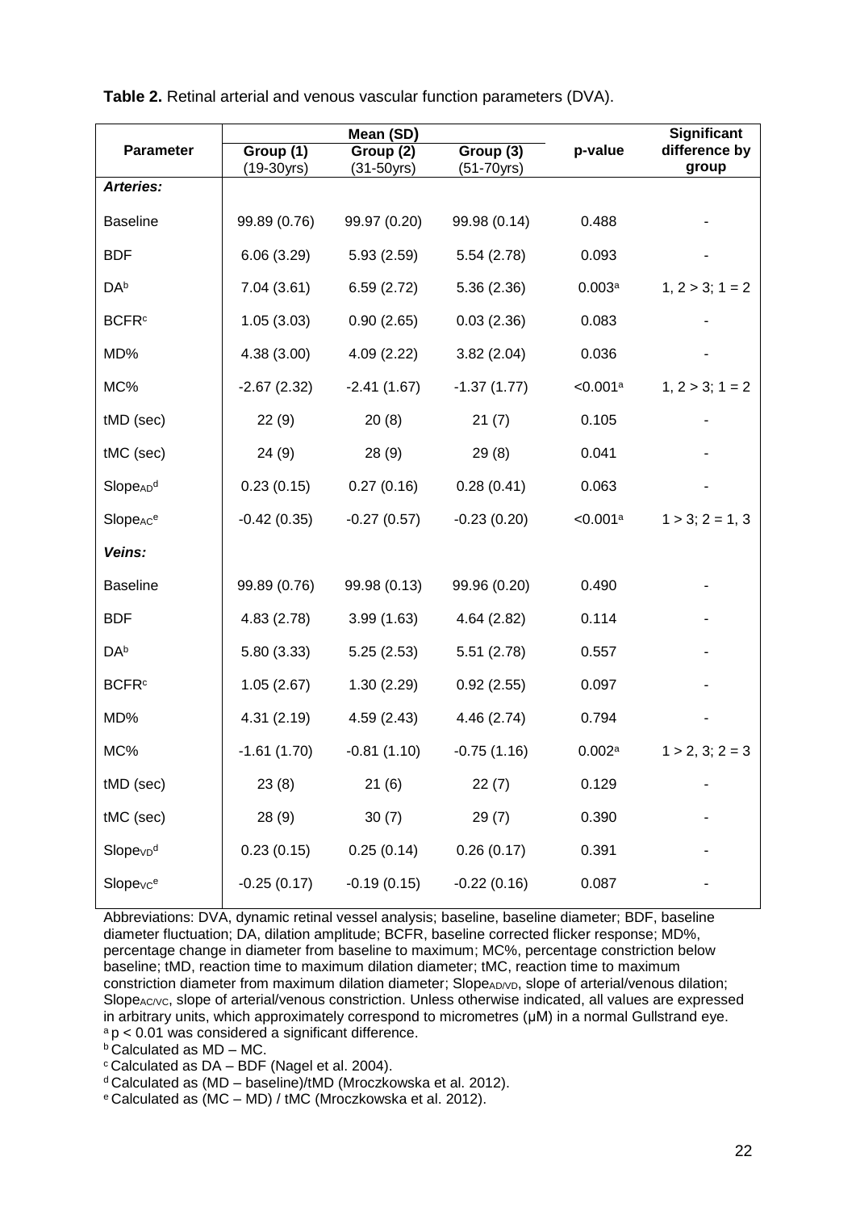**Table 2.** Retinal arterial and venous vascular function parameters (DVA).

| Parameter | Mean (SD) | | | p-value | Significant difference by group |
|---|---|---|---|---|---|
| | Group (1) (19-30yrs) | Group (2) (31-50yrs) | Group (3) (51-70yrs) | | |
| ***Arteries:*** | | | | | |
| Baseline | 99.89 (0.76) | 99.97 (0.20) | 99.98 (0.14) | 0.488 | - |
| BDF | 6.06 (3.29) | 5.93 (2.59) | 5.54 (2.78) | 0.093 | - |
| DA[b] | 7.04 (3.61) | 6.59 (2.72) | 5.36 (2.36) | 0.003[a] | 1, 2 > 3; 1 = 2 |
| BCFR[c] | 1.05 (3.03) | 0.90 (2.65) | 0.03 (2.36) | 0.083 | - |
| MD% | 4.38 (3.00) | 4.09 (2.22) | 3.82 (2.04) | 0.036 | - |
| MC% | -2.67 (2.32) | -2.41 (1.67) | -1.37 (1.77) | <0.001[a] | 1, 2 > 3; 1 = 2 |
| tMD (sec) | 22 (9) | 20 (8) | 21 (7) | 0.105 | - |
| tMC (sec) | 24 (9) | 28 (9) | 29 (8) | 0.041 | - |
| $Slope_{AD}$[d] | 0.23 (0.15) | 0.27 (0.16) | 0.28 (0.41) | 0.063 | - |
| $Slope_{AC}$[e] | -0.42 (0.35) | -0.27 (0.57) | -0.23 (0.20) | <0.001[a] | 1 > 3; 2 = 1, 3 |
| ***Veins:*** | | | | | |
| Baseline | 99.89 (0.76) | 99.98 (0.13) | 99.96 (0.20) | 0.490 | - |
| BDF | 4.83 (2.78) | 3.99 (1.63) | 4.64 (2.82) | 0.114 | - |
| DA[b] | 5.80 (3.33) | 5.25 (2.53) | 5.51 (2.78) | 0.557 | - |
| BCFR[c] | 1.05 (2.67) | 1.30 (2.29) | 0.92 (2.55) | 0.097 | - |
| MD% | 4.31 (2.19) | 4.59 (2.43) | 4.46 (2.74) | 0.794 | - |
| MC% | -1.61 (1.70) | -0.81 (1.10) | -0.75 (1.16) | 0.002[a] | 1 > 2, 3; 2 = 3 |
| tMD (sec) | 23 (8) | 21 (6) | 22 (7) | 0.129 | - |
| tMC (sec) | 28 (9) | 30 (7) | 29 (7) | 0.390 | - |
| $Slope_{VD}$[d] | 0.23 (0.15) | 0.25 (0.14) | 0.26 (0.17) | 0.391 | - |
| $Slope_{VC}$[e] | -0.25 (0.17) | -0.19 (0.15) | -0.22 (0.16) | 0.087 | - |

Abbreviations: DVA, dynamic retinal vessel analysis; baseline, baseline diameter; BDF, baseline diameter fluctuation; DA, dilation amplitude; BCFR, baseline corrected flicker response; MD%, percentage change in diameter from baseline to maximum; MC%, percentage constriction below baseline; tMD, reaction time to maximum dilation diameter; tMC, reaction time to maximum constriction diameter from maximum dilation diameter; $Slope_{AD/VD}$, slope of arterial/venous dilation; $Slope_{AC/VC}$, slope of arterial/venous constriction. Unless otherwise indicated, all values are expressed in arbitrary units, which approximately correspond to micrometres (μM) in a normal Gullstrand eye.
[a] $p < 0.01$ was considered a significant difference.
[b] Calculated as MD – MC.
[c] Calculated as DA – BDF (Nagel et al. 2004).
[d] Calculated as (MD – baseline)/tMD (Mroczkowska et al. 2012).
[e] Calculated as (MC – MD) / tMC (Mroczkowska et al. 2012).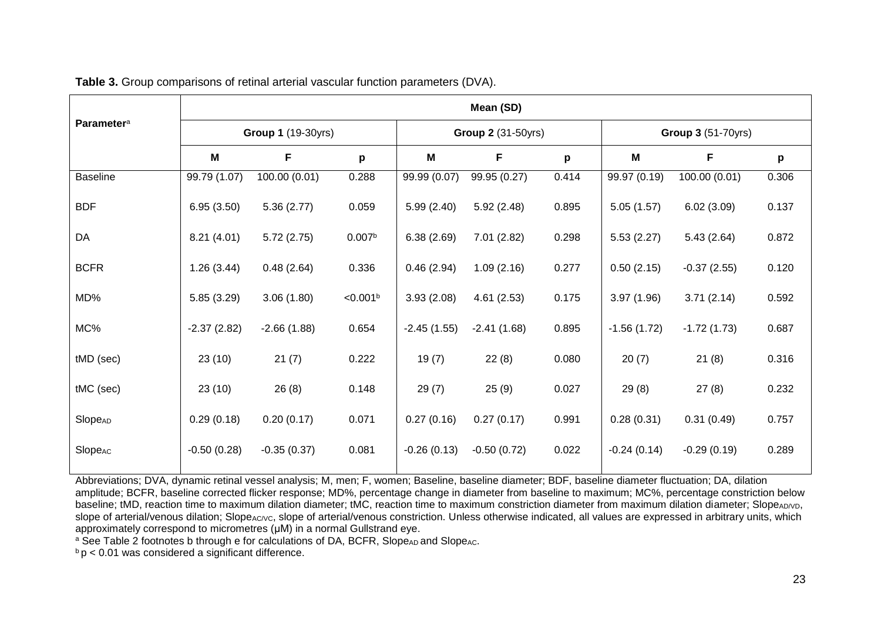**Table 3.** Group comparisons of retinal arterial vascular function parameters (DVA).

| Parameter[a] | Mean (SD) | | | | | | | | |
|---|---|---|---|---|---|---|---|---|---|
| | **Group 1** (19-30yrs) | | | **Group 2** (31-50yrs) | | | **Group 3** (51-70yrs) | | |
| | M | F | p | M | F | p | M | F | p |
| Baseline | 99.79 (1.07) | 100.00 (0.01) | 0.288 | 99.99 (0.07) | 99.95 (0.27) | 0.414 | 99.97 (0.19) | 100.00 (0.01) | 0.306 |
| BDF | 6.95 (3.50) | 5.36 (2.77) | 0.059 | 5.99 (2.40) | 5.92 (2.48) | 0.895 | 5.05 (1.57) | 6.02 (3.09) | 0.137 |
| DA | 8.21 (4.01) | 5.72 (2.75) | 0.007[b] | 6.38 (2.69) | 7.01 (2.82) | 0.298 | 5.53 (2.27) | 5.43 (2.64) | 0.872 |
| BCFR | 1.26 (3.44) | 0.48 (2.64) | 0.336 | 0.46 (2.94) | 1.09 (2.16) | 0.277 | 0.50 (2.15) | -0.37 (2.55) | 0.120 |
| MD% | 5.85 (3.29) | 3.06 (1.80) | <0.001[b] | 3.93 (2.08) | 4.61 (2.53) | 0.175 | 3.97 (1.96) | 3.71 (2.14) | 0.592 |
| MC% | -2.37 (2.82) | -2.66 (1.88) | 0.654 | -2.45 (1.55) | -2.41 (1.68) | 0.895 | -1.56 (1.72) | -1.72 (1.73) | 0.687 |
| tMD (sec) | 23 (10) | 21 (7) | 0.222 | 19 (7) | 22 (8) | 0.080 | 20 (7) | 21 (8) | 0.316 |
| tMC (sec) | 23 (10) | 26 (8) | 0.148 | 29 (7) | 25 (9) | 0.027 | 29 (8) | 27 (8) | 0.232 |
| $Slope_{AD}$ | 0.29 (0.18) | 0.20 (0.17) | 0.071 | 0.27 (0.16) | 0.27 (0.17) | 0.991 | 0.28 (0.31) | 0.31 (0.49) | 0.757 |
| $Slope_{AC}$ | -0.50 (0.28) | -0.35 (0.37) | 0.081 | -0.26 (0.13) | -0.50 (0.72) | 0.022 | -0.24 (0.14) | -0.29 (0.19) | 0.289 |

Abbreviations; DVA, dynamic retinal vessel analysis; M, men; F, women; Baseline, baseline diameter; BDF, baseline diameter fluctuation; DA, dilation amplitude; BCFR, baseline corrected flicker response; MD%, percentage change in diameter from baseline to maximum; MC%, percentage constriction below baseline; tMD, reaction time to maximum dilation diameter; tMC, reaction time to maximum constriction diameter from maximum dilation diameter; $Slope_{AD/VD}$, slope of arterial/venous dilation; $Slope_{AC/VC}$, slope of arterial/venous constriction. Unless otherwise indicated, all values are expressed in arbitrary units, which approximately correspond to micrometres (μM) in a normal Gullstrand eye.

[a] See Table 2 footnotes b through e for calculations of DA, BCFR, $Slope_{AD}$ and $Slope_{AC}$.

[b] $p < 0.01$ was considered a significant difference.